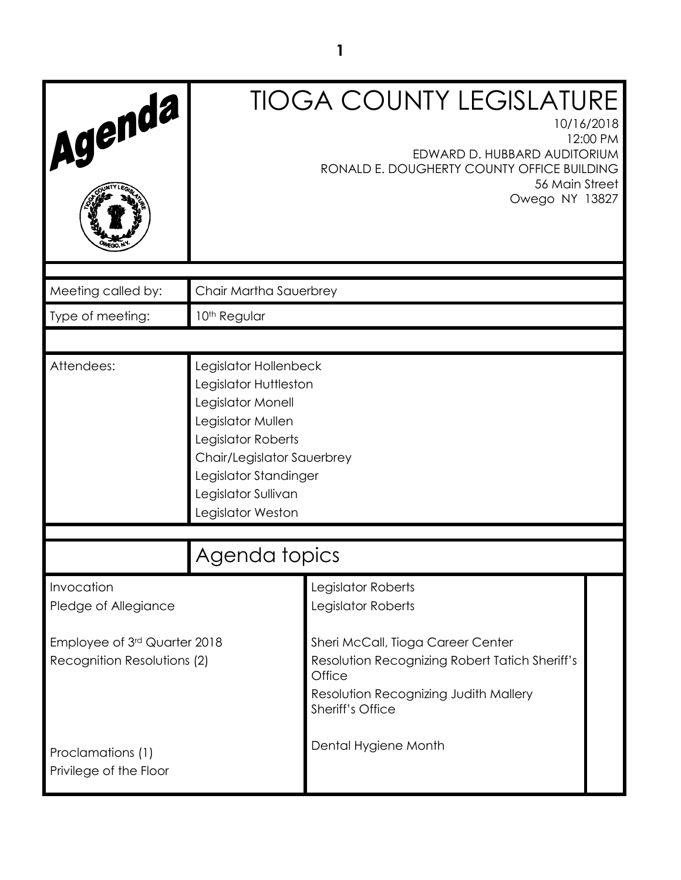# Agenda

## TIOGA COUNTY LEGISLATURE

10/16/2018
12:00 PM
EDWARD D. HUBBARD AUDITORIUM
RONALD E. DOUGHERTY COUNTY OFFICE BUILDING
56 Main Street
Owego NY 13827

| | |
|---|---|
| Meeting called by: | Chair Martha Sauerbrey |
| Type of meeting: | 10th Regular |
| Attendees: | Legislator Hollenbeck<br>Legislator Huttleston<br>Legislator Monell<br>Legislator Mullen<br>Legislator Roberts<br>Chair/Legislator Sauerbrey<br>Legislator Standinger<br>Legislator Sullivan<br>Legislator Weston |

## Agenda topics

| | | |
|---|---|---|
| Invocation | Legislator Roberts | |
| Pledge of Allegiance | Legislator Roberts | |
| Employee of 3rd Quarter 2018 | Sheri McCall, Tioga Career Center | |
| Recognition Resolutions (2) | Resolution Recognizing Robert Tatich Sheriff's Office<br>Resolution Recognizing Judith Mallery Sheriff's Office | |
| Proclamations (1) | Dental Hygiene Month | |
| Privilege of the Floor | | |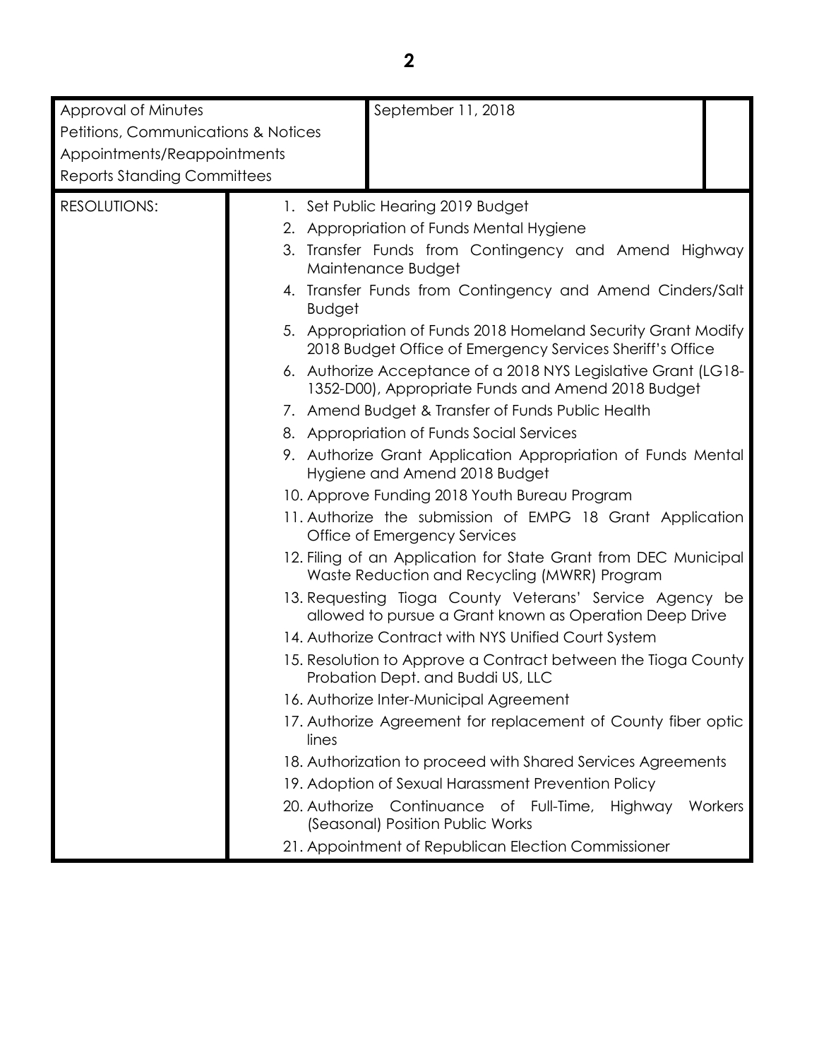| Approval of Minutes<br>Petitions, Communications & Notices<br>Appointments/Reappointments<br>Reports Standing Committees | September 11, 2018 | |
|---|---|---|
| RESOLUTIONS: | 1. Set Public Hearing 2019 Budget<br>2. Appropriation of Funds Mental Hygiene<br>3. Transfer Funds from Contingency and Amend Highway Maintenance Budget<br>4. Transfer Funds from Contingency and Amend Cinders/Salt Budget<br>5. Appropriation of Funds 2018 Homeland Security Grant Modify 2018 Budget Office of Emergency Services Sheriff's Office<br>6. Authorize Acceptance of a 2018 NYS Legislative Grant (LG18-1352-D00), Appropriate Funds and Amend 2018 Budget<br>7. Amend Budget & Transfer of Funds Public Health<br>8. Appropriation of Funds Social Services<br>9. Authorize Grant Application Appropriation of Funds Mental Hygiene and Amend 2018 Budget<br>10. Approve Funding 2018 Youth Bureau Program<br>11. Authorize the submission of EMPG 18 Grant Application Office of Emergency Services<br>12. Filing of an Application for State Grant from DEC Municipal Waste Reduction and Recycling (MWRR) Program<br>13. Requesting Tioga County Veterans' Service Agency be allowed to pursue a Grant known as Operation Deep Drive<br>14. Authorize Contract with NYS Unified Court System<br>15. Resolution to Approve a Contract between the Tioga County Probation Dept. and Buddi US, LLC<br>16. Authorize Inter-Municipal Agreement<br>17. Authorize Agreement for replacement of County fiber optic lines<br>18. Authorization to proceed with Shared Services Agreements<br>19. Adoption of Sexual Harassment Prevention Policy<br>20. Authorize Continuance of Full-Time, Highway Workers (Seasonal) Position Public Works<br>21. Appointment of Republican Election Commissioner | |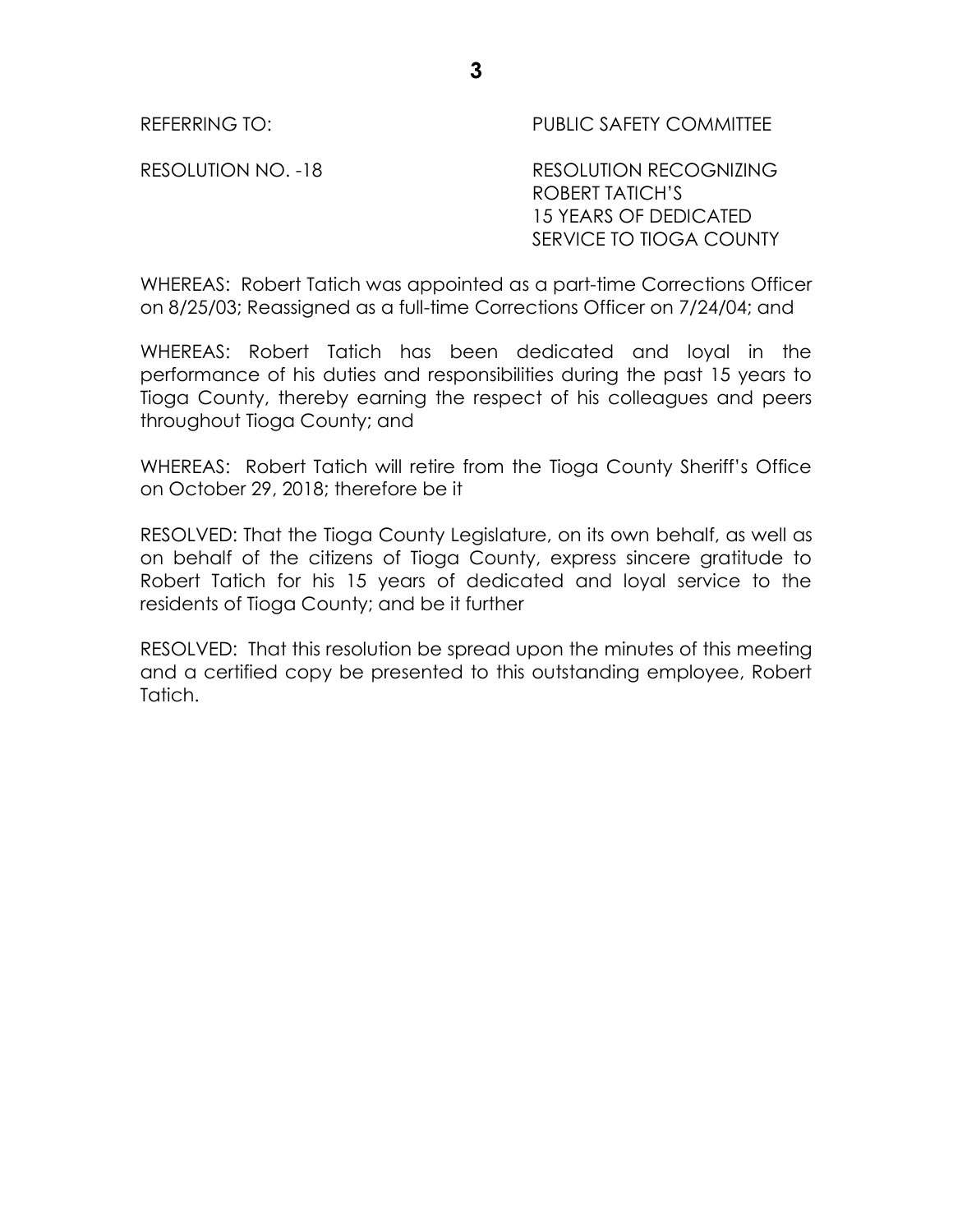REFERRING TO: PUBLIC SAFETY COMMITTEE

RESOLUTION NO. -18 RESOLUTION RECOGNIZING ROBERT TATICH'S 15 YEARS OF DEDICATED SERVICE TO TIOGA COUNTY

WHEREAS: Robert Tatich was appointed as a part-time Corrections Officer on 8/25/03; Reassigned as a full-time Corrections Officer on 7/24/04; and

WHEREAS: Robert Tatich has been dedicated and loyal in the performance of his duties and responsibilities during the past 15 years to Tioga County, thereby earning the respect of his colleagues and peers throughout Tioga County; and

WHEREAS: Robert Tatich will retire from the Tioga County Sheriff's Office on October 29, 2018; therefore be it

RESOLVED: That the Tioga County Legislature, on its own behalf, as well as on behalf of the citizens of Tioga County, express sincere gratitude to Robert Tatich for his 15 years of dedicated and loyal service to the residents of Tioga County; and be it further

RESOLVED: That this resolution be spread upon the minutes of this meeting and a certified copy be presented to this outstanding employee, Robert Tatich.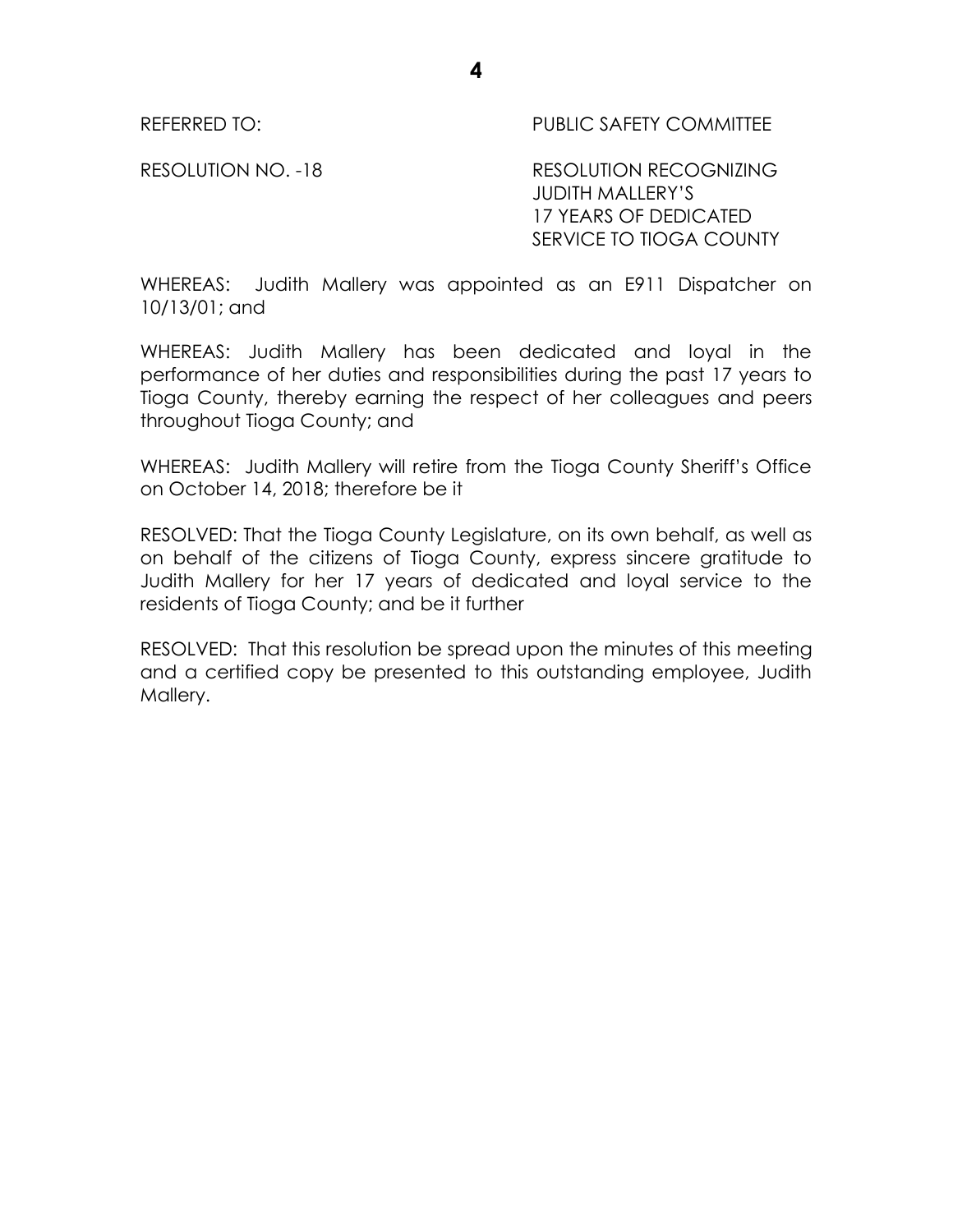REFERRED TO: PUBLIC SAFETY COMMITTEE

RESOLUTION NO. -18 RESOLUTION RECOGNIZING JUDITH MALLERY'S 17 YEARS OF DEDICATED SERVICE TO TIOGA COUNTY

WHEREAS: Judith Mallery was appointed as an E911 Dispatcher on 10/13/01; and

WHEREAS: Judith Mallery has been dedicated and loyal in the performance of her duties and responsibilities during the past 17 years to Tioga County, thereby earning the respect of her colleagues and peers throughout Tioga County; and

WHEREAS: Judith Mallery will retire from the Tioga County Sheriff's Office on October 14, 2018; therefore be it

RESOLVED: That the Tioga County Legislature, on its own behalf, as well as on behalf of the citizens of Tioga County, express sincere gratitude to Judith Mallery for her 17 years of dedicated and loyal service to the residents of Tioga County; and be it further

RESOLVED: That this resolution be spread upon the minutes of this meeting and a certified copy be presented to this outstanding employee, Judith Mallery.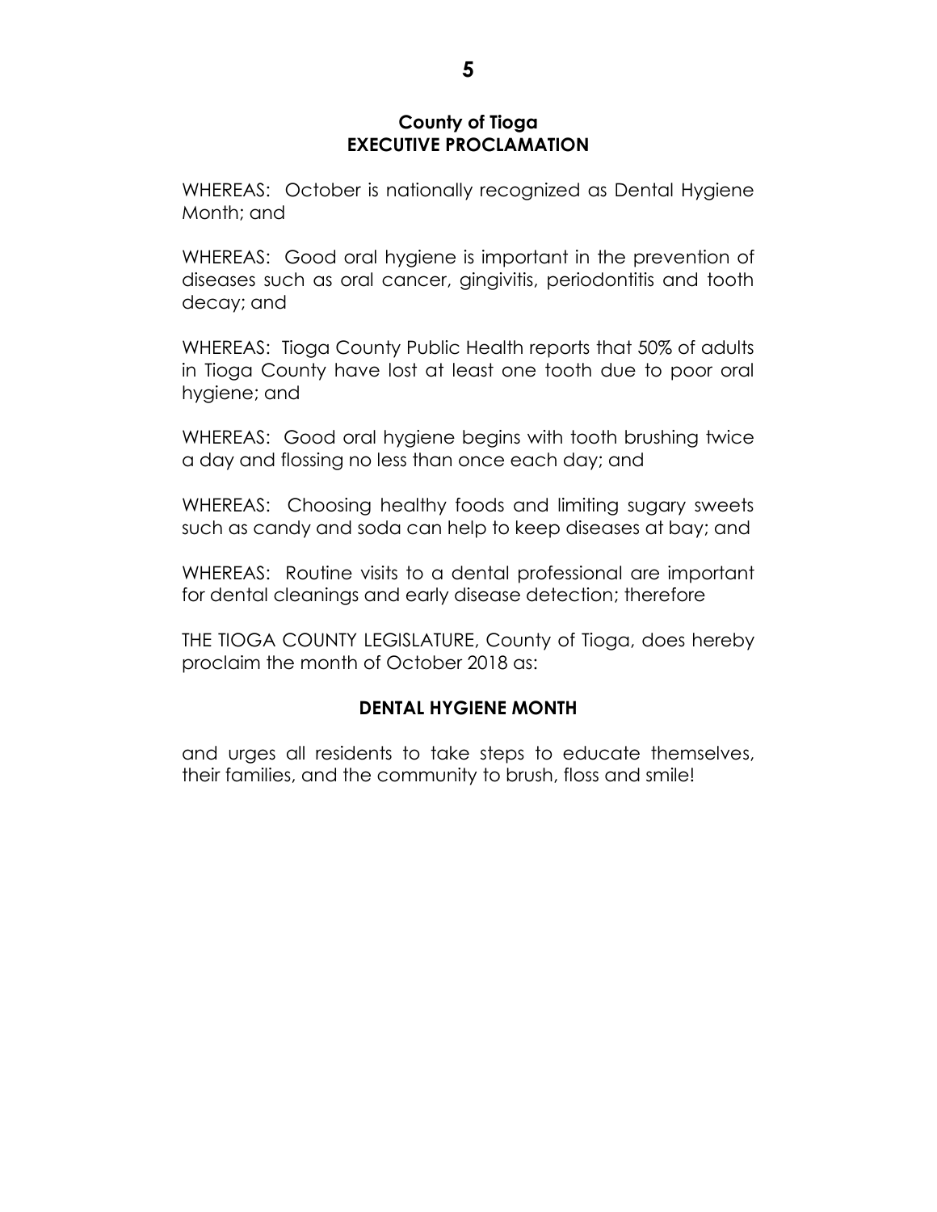## County of Tioga
## EXECUTIVE PROCLAMATION

WHEREAS: October is nationally recognized as Dental Hygiene Month; and

WHEREAS: Good oral hygiene is important in the prevention of diseases such as oral cancer, gingivitis, periodontitis and tooth decay; and

WHEREAS: Tioga County Public Health reports that 50% of adults in Tioga County have lost at least one tooth due to poor oral hygiene; and

WHEREAS: Good oral hygiene begins with tooth brushing twice a day and flossing no less than once each day; and

WHEREAS: Choosing healthy foods and limiting sugary sweets such as candy and soda can help to keep diseases at bay; and

WHEREAS: Routine visits to a dental professional are important for dental cleanings and early disease detection; therefore

THE TIOGA COUNTY LEGISLATURE, County of Tioga, does hereby proclaim the month of October 2018 as:

**DENTAL HYGIENE MONTH**

and urges all residents to take steps to educate themselves, their families, and the community to brush, floss and smile!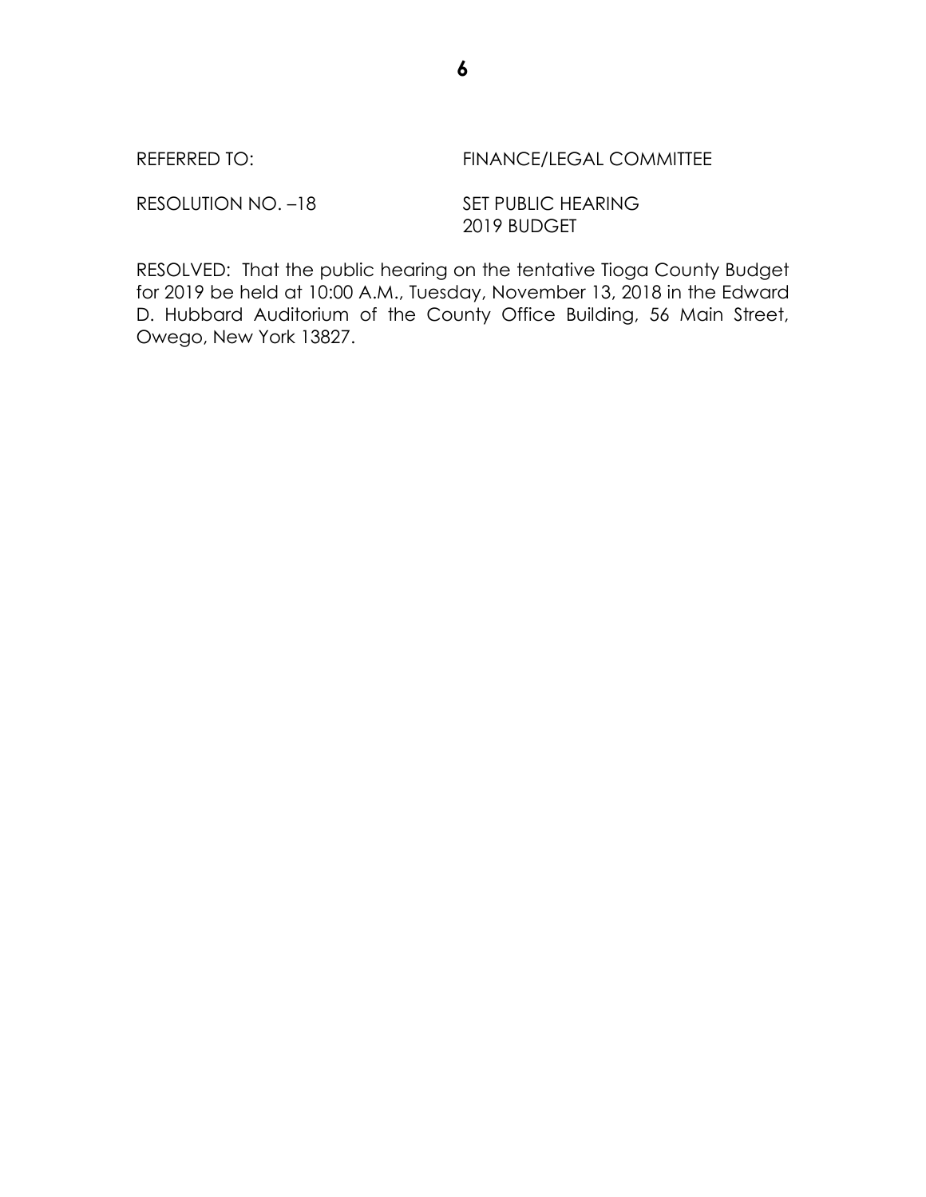REFERRED TO: FINANCE/LEGAL COMMITTEE

RESOLUTION NO. –18 SET PUBLIC HEARING
2019 BUDGET

RESOLVED: That the public hearing on the tentative Tioga County Budget for 2019 be held at 10:00 A.M., Tuesday, November 13, 2018 in the Edward D. Hubbard Auditorium of the County Office Building, 56 Main Street, Owego, New York 13827.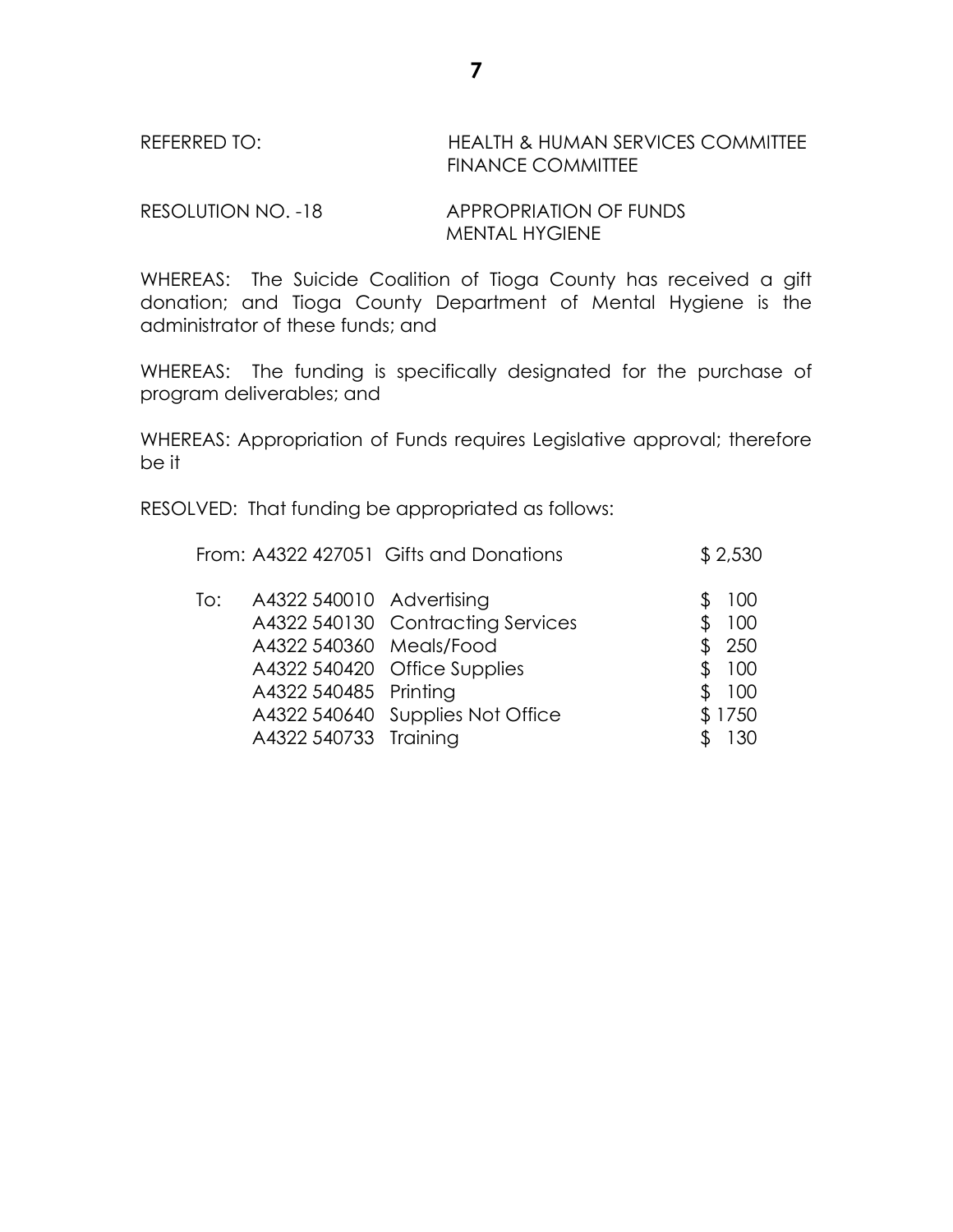REFERRED TO: HEALTH & HUMAN SERVICES COMMITTEE
FINANCE COMMITTEE

RESOLUTION NO. -18 APPROPRIATION OF FUNDS
MENTAL HYGIENE

WHEREAS: The Suicide Coalition of Tioga County has received a gift donation; and Tioga County Department of Mental Hygiene is the administrator of these funds; and

WHEREAS: The funding is specifically designated for the purchase of program deliverables; and

WHEREAS: Appropriation of Funds requires Legislative approval; therefore be it

RESOLVED: That funding be appropriated as follows:

| | | | |
|---|---|---|---|
| From: | A4322 427051 | Gifts and Donations | $ 2,530 |
| To: | A4322 540010 | Advertising | $ 100 |
| | A4322 540130 | Contracting Services | $ 100 |
| | A4322 540360 | Meals/Food | $ 250 |
| | A4322 540420 | Office Supplies | $ 100 |
| | A4322 540485 | Printing | $ 100 |
| | A4322 540640 | Supplies Not Office | $ 1750 |
| | A4322 540733 | Training | $ 130 |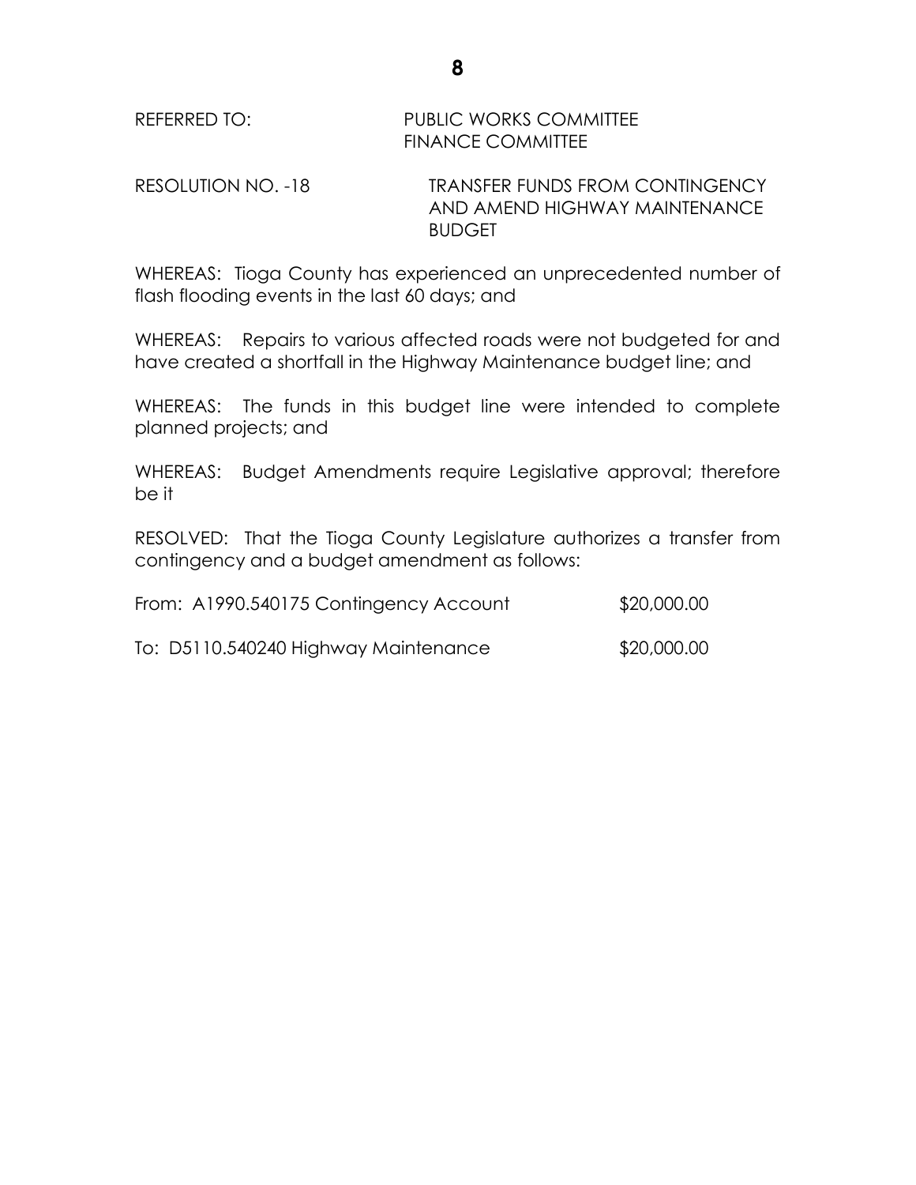REFERRED TO: PUBLIC WORKS COMMITTEE
FINANCE COMMITTEE

RESOLUTION NO. -18 TRANSFER FUNDS FROM CONTINGENCY AND AMEND HIGHWAY MAINTENANCE BUDGET

WHEREAS: Tioga County has experienced an unprecedented number of flash flooding events in the last 60 days; and

WHEREAS: Repairs to various affected roads were not budgeted for and have created a shortfall in the Highway Maintenance budget line; and

WHEREAS: The funds in this budget line were intended to complete planned projects; and

WHEREAS: Budget Amendments require Legislative approval; therefore be it

RESOLVED: That the Tioga County Legislature authorizes a transfer from contingency and a budget amendment as follows:

From: A1990.540175 Contingency Account $20,000.00

To: D5110.540240 Highway Maintenance $20,000.00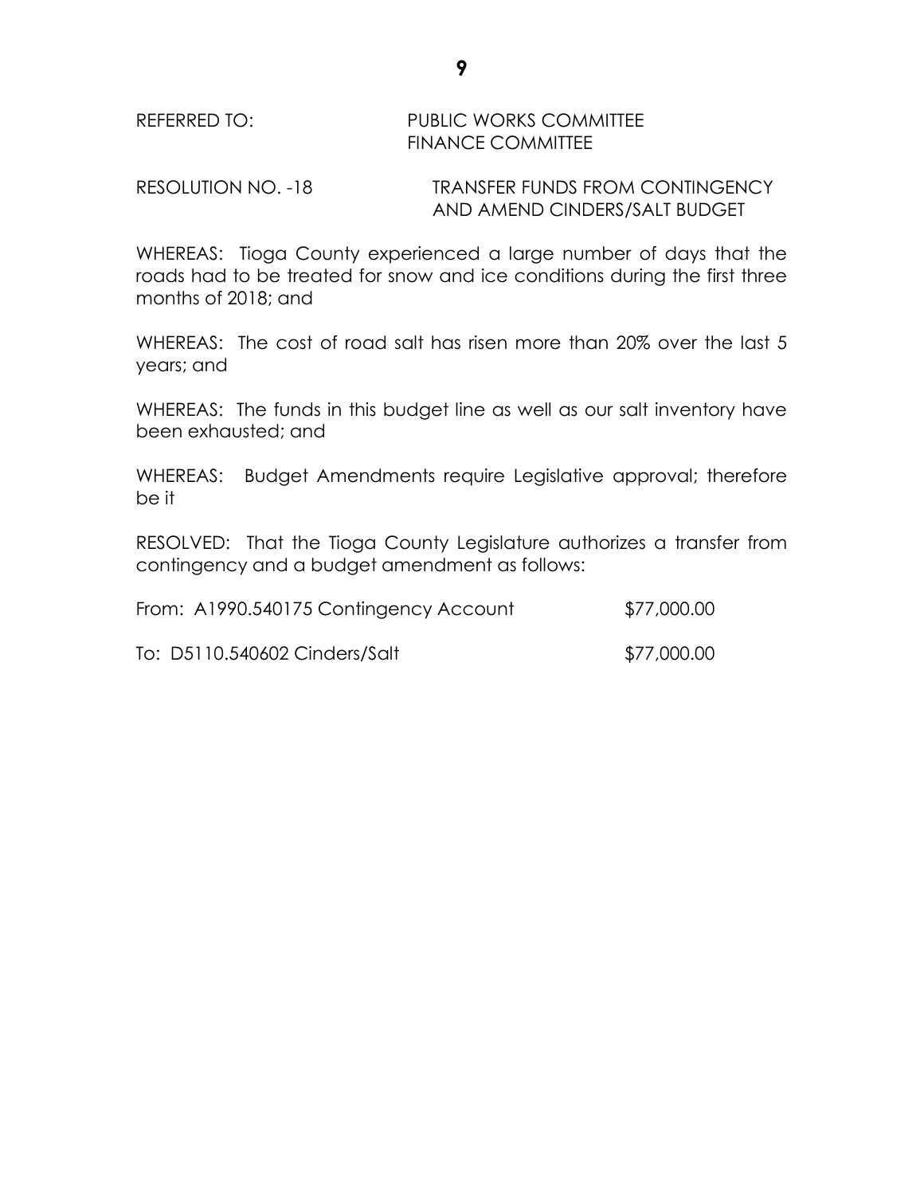REFERRED TO: PUBLIC WORKS COMMITTEE
FINANCE COMMITTEE

RESOLUTION NO. -18 TRANSFER FUNDS FROM CONTINGENCY AND AMEND CINDERS/SALT BUDGET

WHEREAS: Tioga County experienced a large number of days that the roads had to be treated for snow and ice conditions during the first three months of 2018; and

WHEREAS: The cost of road salt has risen more than 20% over the last 5 years; and

WHEREAS: The funds in this budget line as well as our salt inventory have been exhausted; and

WHEREAS: Budget Amendments require Legislative approval; therefore be it

RESOLVED: That the Tioga County Legislature authorizes a transfer from contingency and a budget amendment as follows:

From: A1990.540175 Contingency Account $77,000.00

To: D5110.540602 Cinders/Salt $77,000.00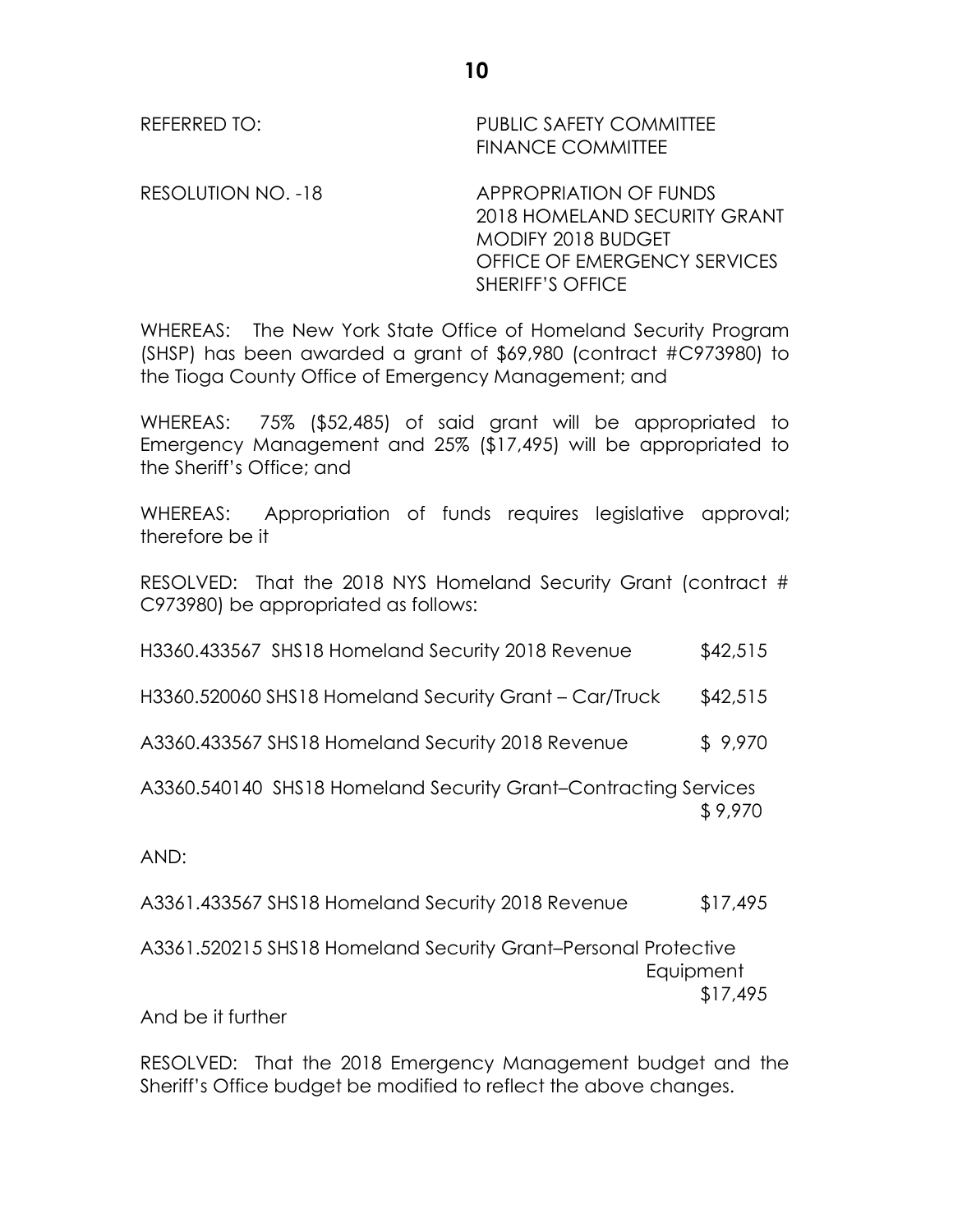REFERRED TO: PUBLIC SAFETY COMMITTEE
FINANCE COMMITTEE

RESOLUTION NO. -18 APPROPRIATION OF FUNDS
2018 HOMELAND SECURITY GRANT
MODIFY 2018 BUDGET
OFFICE OF EMERGENCY SERVICES
SHERIFF'S OFFICE

WHEREAS: The New York State Office of Homeland Security Program (SHSP) has been awarded a grant of $69,980 (contract #C973980) to the Tioga County Office of Emergency Management; and

WHEREAS: 75% ($52,485) of said grant will be appropriated to Emergency Management and 25% ($17,495) will be appropriated to the Sheriff's Office; and

WHEREAS: Appropriation of funds requires legislative approval; therefore be it

RESOLVED: That the 2018 NYS Homeland Security Grant (contract # C973980) be appropriated as follows:

| | |
|---|---|
| H3360.433567 SHS18 Homeland Security 2018 Revenue | $42,515 |
| H3360.520060 SHS18 Homeland Security Grant – Car/Truck | $42,515 |
| A3360.433567 SHS18 Homeland Security 2018 Revenue | $ 9,970 |
| A3360.540140 SHS18 Homeland Security Grant–Contracting Services | $ 9,970 |

AND:

| | |
|---|---|
| A3361.433567 SHS18 Homeland Security 2018 Revenue | $17,495 |
| A3361.520215 SHS18 Homeland Security Grant–Personal Protective Equipment | $17,495 |

And be it further

RESOLVED: That the 2018 Emergency Management budget and the Sheriff's Office budget be modified to reflect the above changes.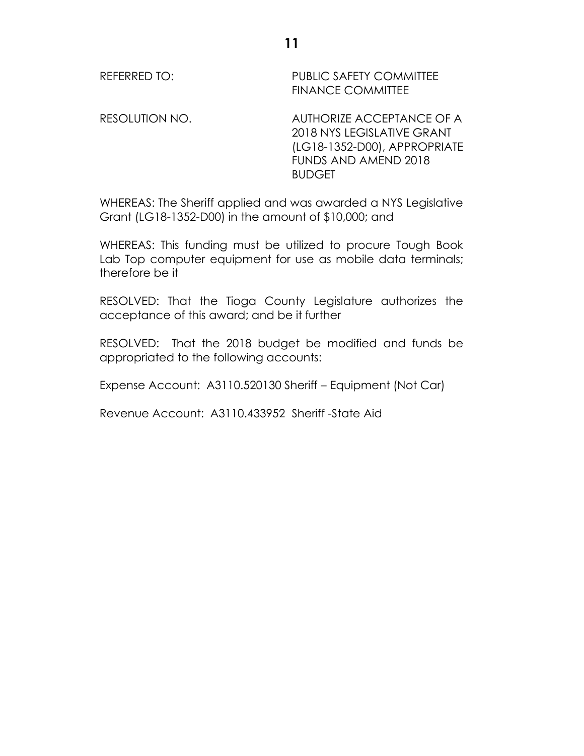REFERRED TO: PUBLIC SAFETY COMMITTEE
FINANCE COMMITTEE

RESOLUTION NO. AUTHORIZE ACCEPTANCE OF A 2018 NYS LEGISLATIVE GRANT (LG18-1352-D00), APPROPRIATE FUNDS AND AMEND 2018 BUDGET

WHEREAS: The Sheriff applied and was awarded a NYS Legislative Grant (LG18-1352-D00) in the amount of $10,000; and

WHEREAS: This funding must be utilized to procure Tough Book Lab Top computer equipment for use as mobile data terminals; therefore be it

RESOLVED: That the Tioga County Legislature authorizes the acceptance of this award; and be it further

RESOLVED: That the 2018 budget be modified and funds be appropriated to the following accounts:

Expense Account: A3110.520130 Sheriff – Equipment (Not Car)

Revenue Account: A3110.433952 Sheriff -State Aid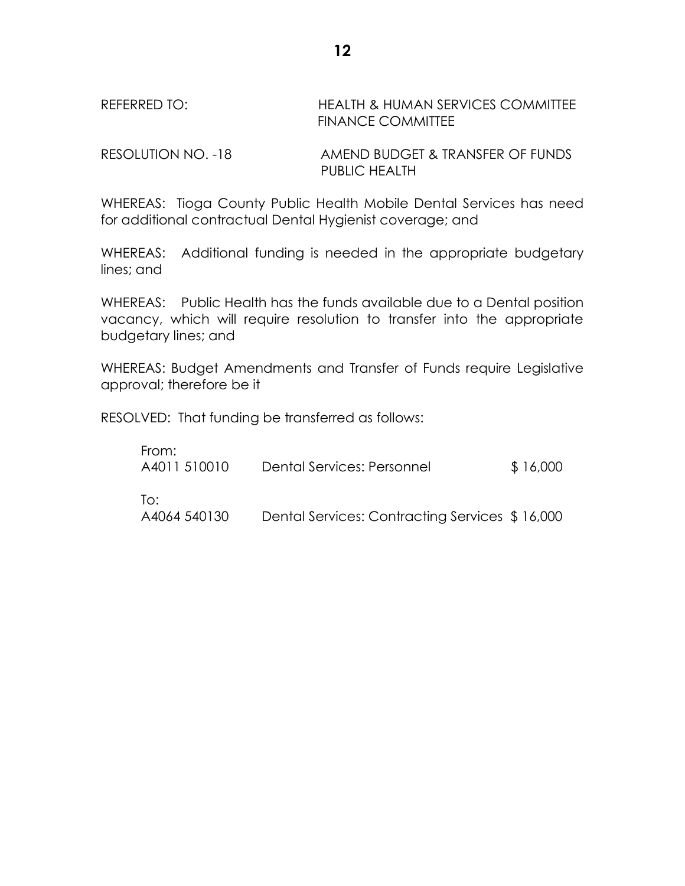REFERRED TO: HEALTH & HUMAN SERVICES COMMITTEE
FINANCE COMMITTEE

RESOLUTION NO. -18 AMEND BUDGET & TRANSFER OF FUNDS
PUBLIC HEALTH

WHEREAS: Tioga County Public Health Mobile Dental Services has need for additional contractual Dental Hygienist coverage; and

WHEREAS: Additional funding is needed in the appropriate budgetary lines; and

WHEREAS: Public Health has the funds available due to a Dental position vacancy, which will require resolution to transfer into the appropriate budgetary lines; and

WHEREAS: Budget Amendments and Transfer of Funds require Legislative approval; therefore be it

RESOLVED: That funding be transferred as follows:

From:

| | | |
|---|---|---|
| A4011 510010 | Dental Services: Personnel | $ 16,000 |

To:

| | | |
|---|---|---|
| A4064 540130 | Dental Services: Contracting Services | $ 16,000 |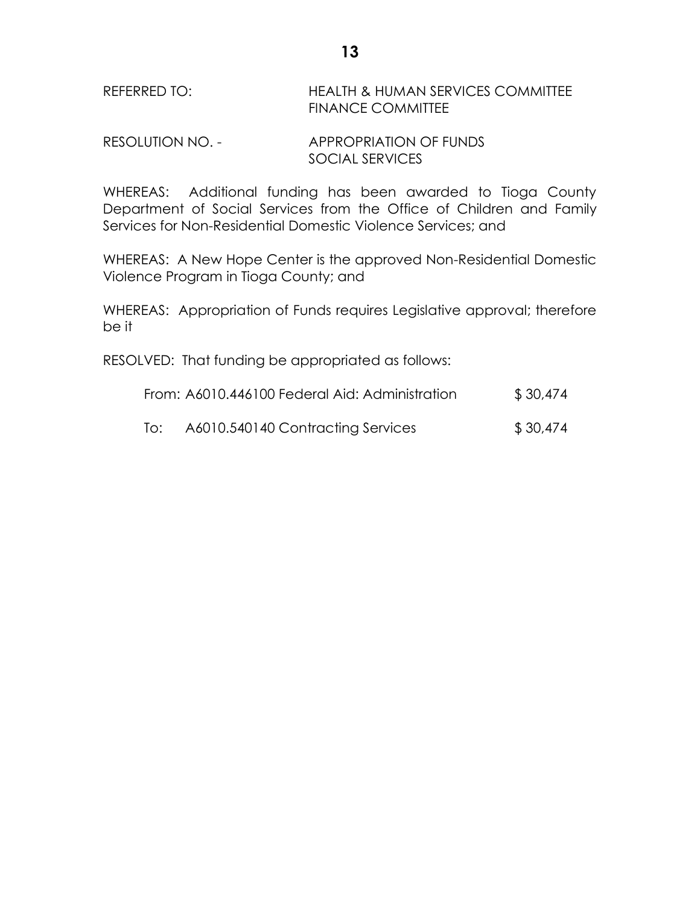REFERRED TO: HEALTH & HUMAN SERVICES COMMITTEE
FINANCE COMMITTEE

RESOLUTION NO. - APPROPRIATION OF FUNDS
SOCIAL SERVICES

WHEREAS: Additional funding has been awarded to Tioga County Department of Social Services from the Office of Children and Family Services for Non-Residential Domestic Violence Services; and

WHEREAS: A New Hope Center is the approved Non-Residential Domestic Violence Program in Tioga County; and

WHEREAS: Appropriation of Funds requires Legislative approval; therefore be it

RESOLVED: That funding be appropriated as follows:

From: A6010.446100 Federal Aid: Administration $ 30,474

To: A6010.540140 Contracting Services $ 30,474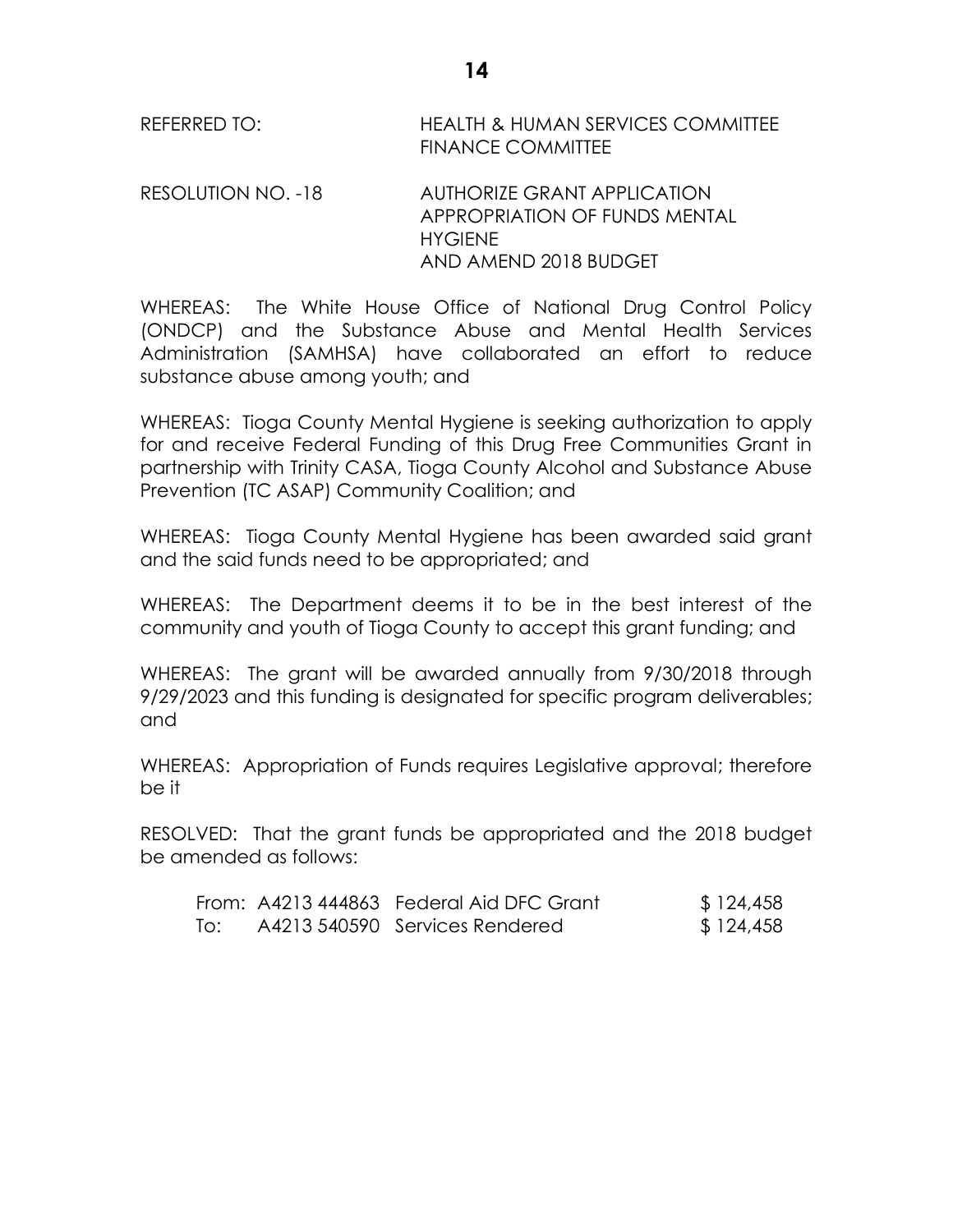REFERRED TO: HEALTH & HUMAN SERVICES COMMITTEE
FINANCE COMMITTEE

RESOLUTION NO. -18 AUTHORIZE GRANT APPLICATION APPROPRIATION OF FUNDS MENTAL HYGIENE AND AMEND 2018 BUDGET

WHEREAS: The White House Office of National Drug Control Policy (ONDCP) and the Substance Abuse and Mental Health Services Administration (SAMHSA) have collaborated an effort to reduce substance abuse among youth; and

WHEREAS: Tioga County Mental Hygiene is seeking authorization to apply for and receive Federal Funding of this Drug Free Communities Grant in partnership with Trinity CASA, Tioga County Alcohol and Substance Abuse Prevention (TC ASAP) Community Coalition; and

WHEREAS: Tioga County Mental Hygiene has been awarded said grant and the said funds need to be appropriated; and

WHEREAS: The Department deems it to be in the best interest of the community and youth of Tioga County to accept this grant funding; and

WHEREAS: The grant will be awarded annually from 9/30/2018 through 9/29/2023 and this funding is designated for specific program deliverables; and

WHEREAS: Appropriation of Funds requires Legislative approval; therefore be it

RESOLVED: That the grant funds be appropriated and the 2018 budget be amended as follows:

| | | | |
|---|---|---|---|
| From: | A4213 444863 | Federal Aid DFC Grant | $ 124,458 |
| To: | A4213 540590 | Services Rendered | $ 124,458 |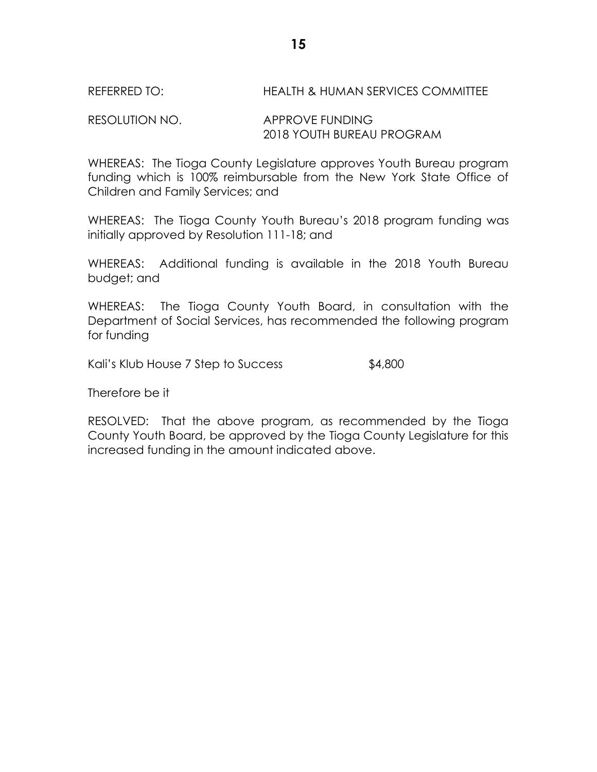REFERRED TO: HEALTH & HUMAN SERVICES COMMITTEE

RESOLUTION NO. APPROVE FUNDING
2018 YOUTH BUREAU PROGRAM

WHEREAS: The Tioga County Legislature approves Youth Bureau program funding which is 100% reimbursable from the New York State Office of Children and Family Services; and

WHEREAS: The Tioga County Youth Bureau's 2018 program funding was initially approved by Resolution 111-18; and

WHEREAS: Additional funding is available in the 2018 Youth Bureau budget; and

WHEREAS: The Tioga County Youth Board, in consultation with the Department of Social Services, has recommended the following program for funding

Kali's Klub House 7 Step to Success $4,800

Therefore be it

RESOLVED: That the above program, as recommended by the Tioga County Youth Board, be approved by the Tioga County Legislature for this increased funding in the amount indicated above.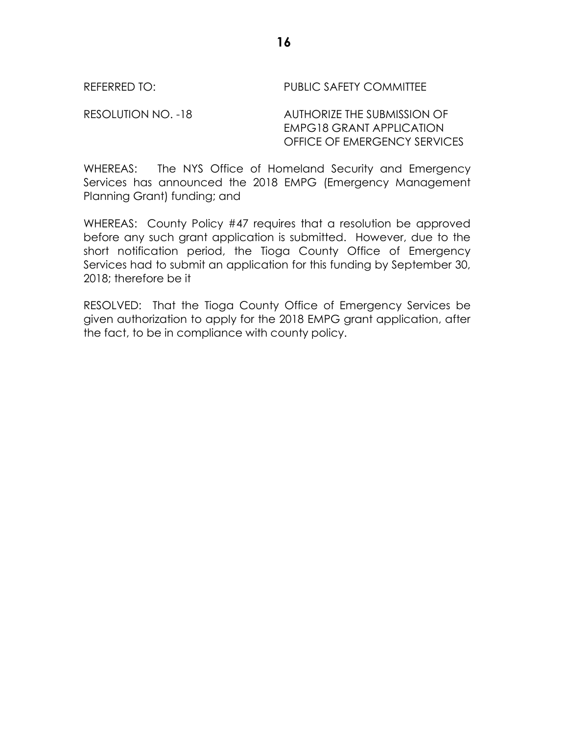REFERRED TO: PUBLIC SAFETY COMMITTEE

RESOLUTION NO. -18 AUTHORIZE THE SUBMISSION OF EMPG18 GRANT APPLICATION OFFICE OF EMERGENCY SERVICES

WHEREAS: The NYS Office of Homeland Security and Emergency Services has announced the 2018 EMPG (Emergency Management Planning Grant) funding; and

WHEREAS: County Policy #47 requires that a resolution be approved before any such grant application is submitted. However, due to the short notification period, the Tioga County Office of Emergency Services had to submit an application for this funding by September 30, 2018; therefore be it

RESOLVED: That the Tioga County Office of Emergency Services be given authorization to apply for the 2018 EMPG grant application, after the fact, to be in compliance with county policy.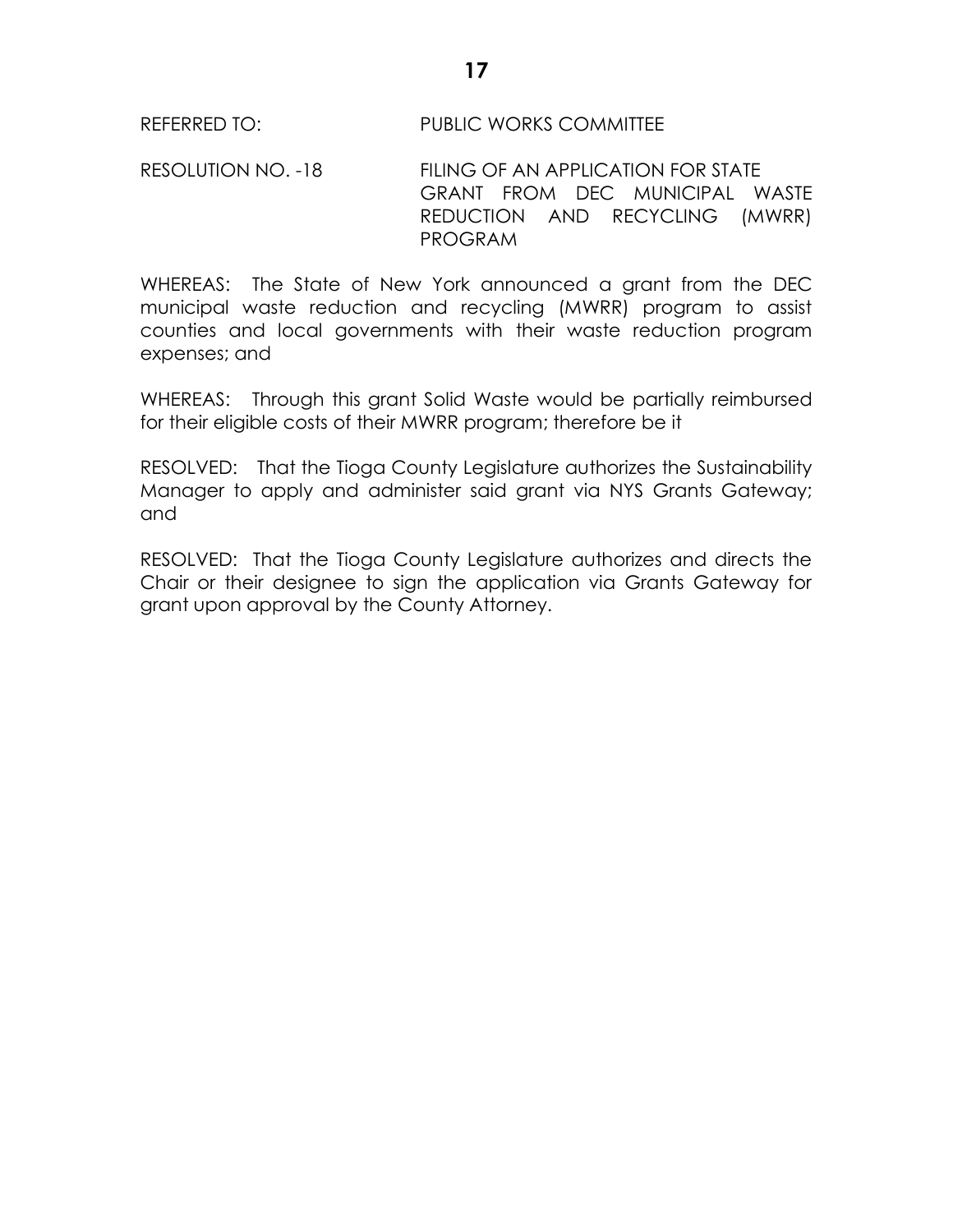REFERRED TO: PUBLIC WORKS COMMITTEE

RESOLUTION NO. -18 FILING OF AN APPLICATION FOR STATE GRANT FROM DEC MUNICIPAL WASTE REDUCTION AND RECYCLING (MWRR) PROGRAM

WHEREAS: The State of New York announced a grant from the DEC municipal waste reduction and recycling (MWRR) program to assist counties and local governments with their waste reduction program expenses; and

WHEREAS: Through this grant Solid Waste would be partially reimbursed for their eligible costs of their MWRR program; therefore be it

RESOLVED: That the Tioga County Legislature authorizes the Sustainability Manager to apply and administer said grant via NYS Grants Gateway; and

RESOLVED: That the Tioga County Legislature authorizes and directs the Chair or their designee to sign the application via Grants Gateway for grant upon approval by the County Attorney.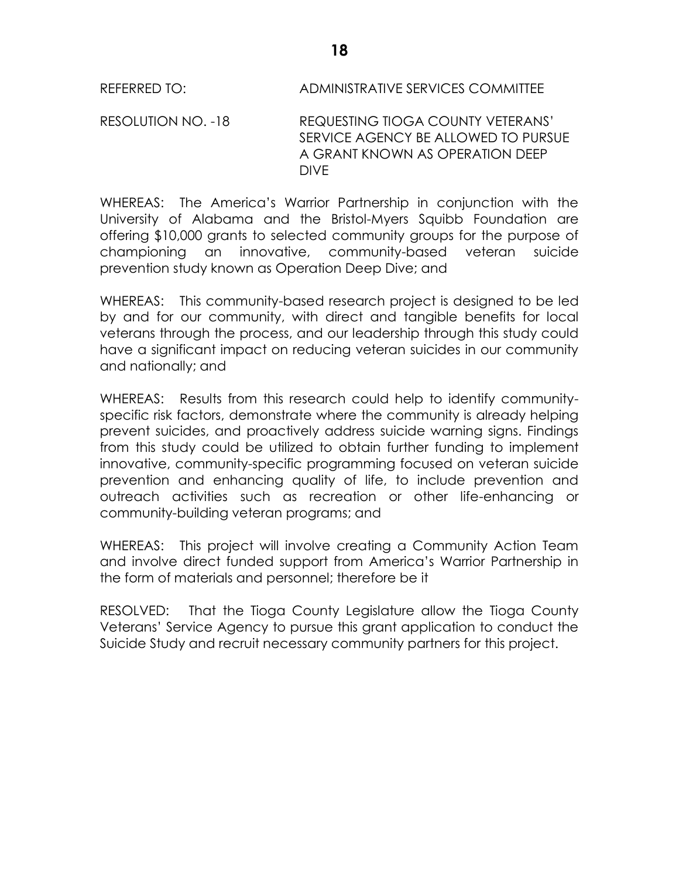REFERRED TO: ADMINISTRATIVE SERVICES COMMITTEE

RESOLUTION NO. -18 REQUESTING TIOGA COUNTY VETERANS' SERVICE AGENCY BE ALLOWED TO PURSUE A GRANT KNOWN AS OPERATION DEEP DIVE

WHEREAS: The America's Warrior Partnership in conjunction with the University of Alabama and the Bristol-Myers Squibb Foundation are offering $10,000 grants to selected community groups for the purpose of championing an innovative, community-based veteran suicide prevention study known as Operation Deep Dive; and

WHEREAS: This community-based research project is designed to be led by and for our community, with direct and tangible benefits for local veterans through the process, and our leadership through this study could have a significant impact on reducing veteran suicides in our community and nationally; and

WHEREAS: Results from this research could help to identify community-specific risk factors, demonstrate where the community is already helping prevent suicides, and proactively address suicide warning signs. Findings from this study could be utilized to obtain further funding to implement innovative, community-specific programming focused on veteran suicide prevention and enhancing quality of life, to include prevention and outreach activities such as recreation or other life-enhancing or community-building veteran programs; and

WHEREAS: This project will involve creating a Community Action Team and involve direct funded support from America's Warrior Partnership in the form of materials and personnel; therefore be it

RESOLVED: That the Tioga County Legislature allow the Tioga County Veterans' Service Agency to pursue this grant application to conduct the Suicide Study and recruit necessary community partners for this project.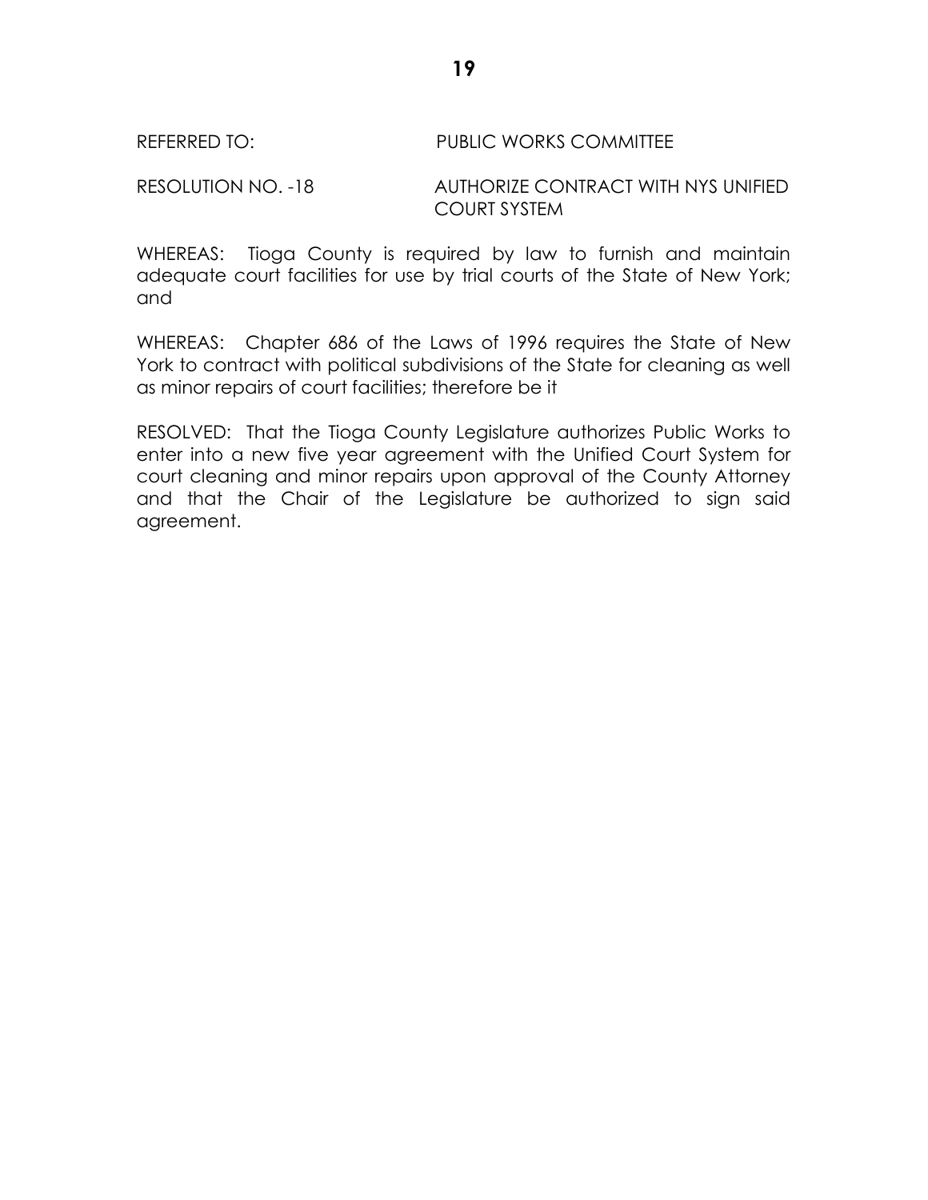REFERRED TO: PUBLIC WORKS COMMITTEE

RESOLUTION NO. -18 AUTHORIZE CONTRACT WITH NYS UNIFIED COURT SYSTEM

WHEREAS: Tioga County is required by law to furnish and maintain adequate court facilities for use by trial courts of the State of New York; and

WHEREAS: Chapter 686 of the Laws of 1996 requires the State of New York to contract with political subdivisions of the State for cleaning as well as minor repairs of court facilities; therefore be it

RESOLVED: That the Tioga County Legislature authorizes Public Works to enter into a new five year agreement with the Unified Court System for court cleaning and minor repairs upon approval of the County Attorney and that the Chair of the Legislature be authorized to sign said agreement.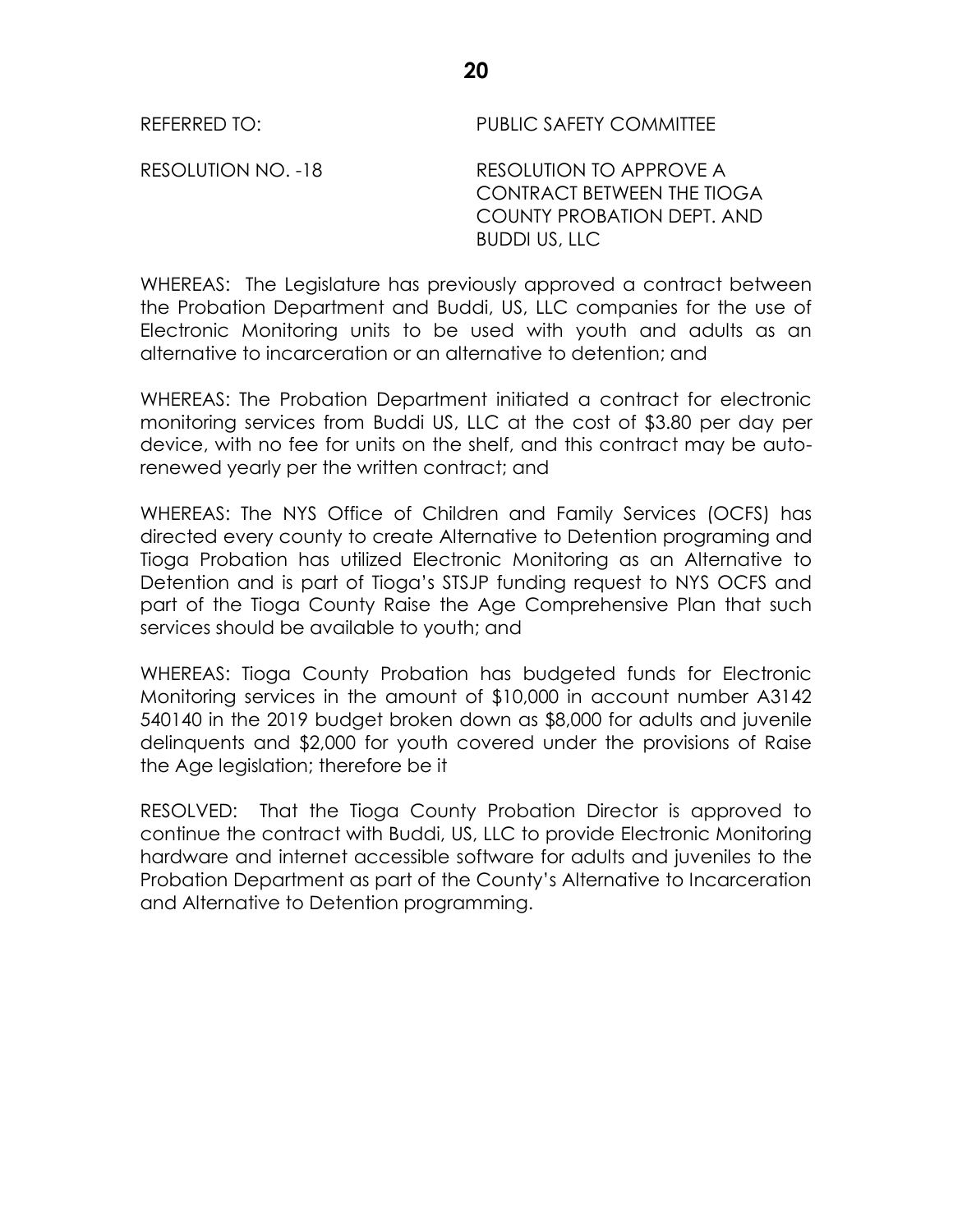REFERRED TO: PUBLIC SAFETY COMMITTEE

RESOLUTION NO. -18 RESOLUTION TO APPROVE A CONTRACT BETWEEN THE TIOGA COUNTY PROBATION DEPT. AND BUDDI US, LLC

WHEREAS: The Legislature has previously approved a contract between the Probation Department and Buddi, US, LLC companies for the use of Electronic Monitoring units to be used with youth and adults as an alternative to incarceration or an alternative to detention; and

WHEREAS: The Probation Department initiated a contract for electronic monitoring services from Buddi US, LLC at the cost of $3.80 per day per device, with no fee for units on the shelf, and this contract may be auto-renewed yearly per the written contract; and

WHEREAS: The NYS Office of Children and Family Services (OCFS) has directed every county to create Alternative to Detention programing and Tioga Probation has utilized Electronic Monitoring as an Alternative to Detention and is part of Tioga's STSJP funding request to NYS OCFS and part of the Tioga County Raise the Age Comprehensive Plan that such services should be available to youth; and

WHEREAS: Tioga County Probation has budgeted funds for Electronic Monitoring services in the amount of $10,000 in account number A3142 540140 in the 2019 budget broken down as $8,000 for adults and juvenile delinquents and $2,000 for youth covered under the provisions of Raise the Age legislation; therefore be it

RESOLVED: That the Tioga County Probation Director is approved to continue the contract with Buddi, US, LLC to provide Electronic Monitoring hardware and internet accessible software for adults and juveniles to the Probation Department as part of the County's Alternative to Incarceration and Alternative to Detention programming.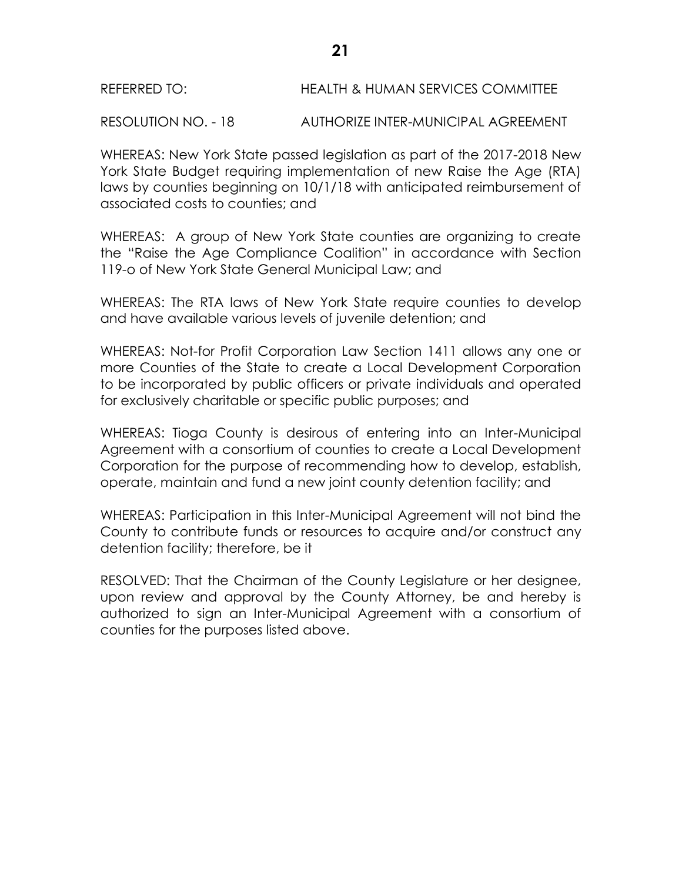REFERRED TO: HEALTH & HUMAN SERVICES COMMITTEE

RESOLUTION NO. - 18 AUTHORIZE INTER-MUNICIPAL AGREEMENT

WHEREAS: New York State passed legislation as part of the 2017-2018 New York State Budget requiring implementation of new Raise the Age (RTA) laws by counties beginning on 10/1/18 with anticipated reimbursement of associated costs to counties; and

WHEREAS: A group of New York State counties are organizing to create the "Raise the Age Compliance Coalition" in accordance with Section 119-o of New York State General Municipal Law; and

WHEREAS: The RTA laws of New York State require counties to develop and have available various levels of juvenile detention; and

WHEREAS: Not-for Profit Corporation Law Section 1411 allows any one or more Counties of the State to create a Local Development Corporation to be incorporated by public officers or private individuals and operated for exclusively charitable or specific public purposes; and

WHEREAS: Tioga County is desirous of entering into an Inter-Municipal Agreement with a consortium of counties to create a Local Development Corporation for the purpose of recommending how to develop, establish, operate, maintain and fund a new joint county detention facility; and

WHEREAS: Participation in this Inter-Municipal Agreement will not bind the County to contribute funds or resources to acquire and/or construct any detention facility; therefore, be it

RESOLVED: That the Chairman of the County Legislature or her designee, upon review and approval by the County Attorney, be and hereby is authorized to sign an Inter-Municipal Agreement with a consortium of counties for the purposes listed above.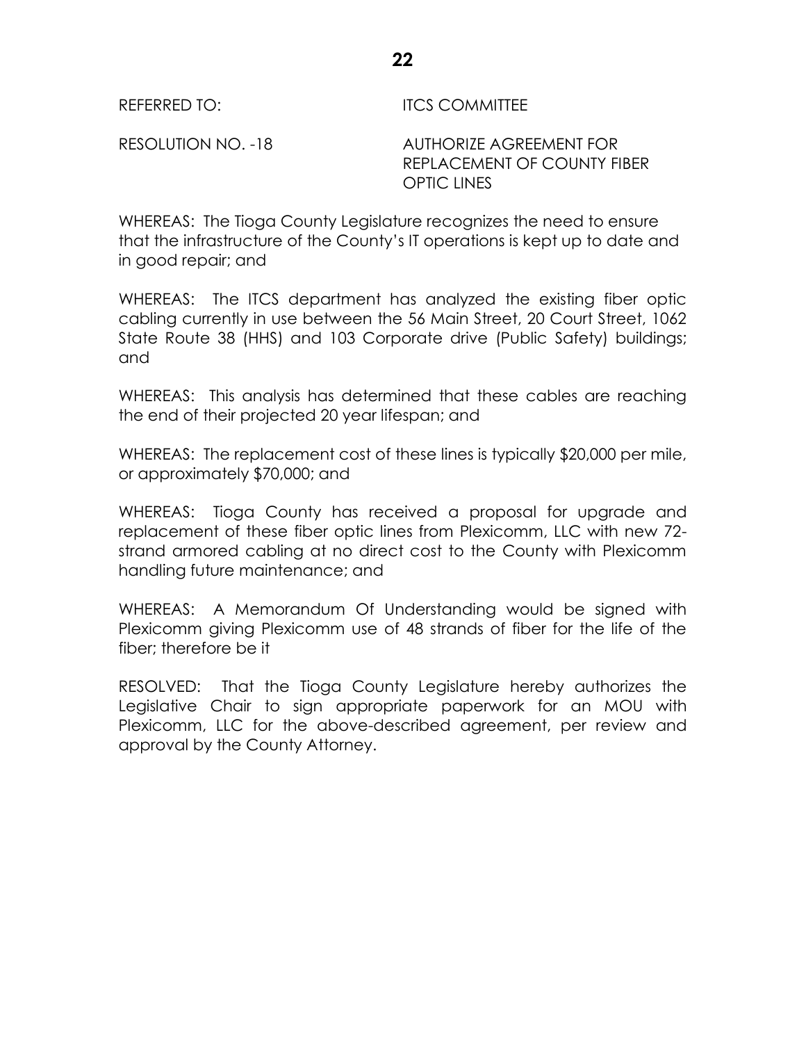REFERRED TO: ITCS COMMITTEE

RESOLUTION NO. -18 AUTHORIZE AGREEMENT FOR REPLACEMENT OF COUNTY FIBER OPTIC LINES

WHEREAS: The Tioga County Legislature recognizes the need to ensure that the infrastructure of the County's IT operations is kept up to date and in good repair; and

WHEREAS: The ITCS department has analyzed the existing fiber optic cabling currently in use between the 56 Main Street, 20 Court Street, 1062 State Route 38 (HHS) and 103 Corporate drive (Public Safety) buildings; and

WHEREAS: This analysis has determined that these cables are reaching the end of their projected 20 year lifespan; and

WHEREAS: The replacement cost of these lines is typically $20,000 per mile, or approximately $70,000; and

WHEREAS: Tioga County has received a proposal for upgrade and replacement of these fiber optic lines from Plexicomm, LLC with new 72-strand armored cabling at no direct cost to the County with Plexicomm handling future maintenance; and

WHEREAS: A Memorandum Of Understanding would be signed with Plexicomm giving Plexicomm use of 48 strands of fiber for the life of the fiber; therefore be it

RESOLVED: That the Tioga County Legislature hereby authorizes the Legislative Chair to sign appropriate paperwork for an MOU with Plexicomm, LLC for the above-described agreement, per review and approval by the County Attorney.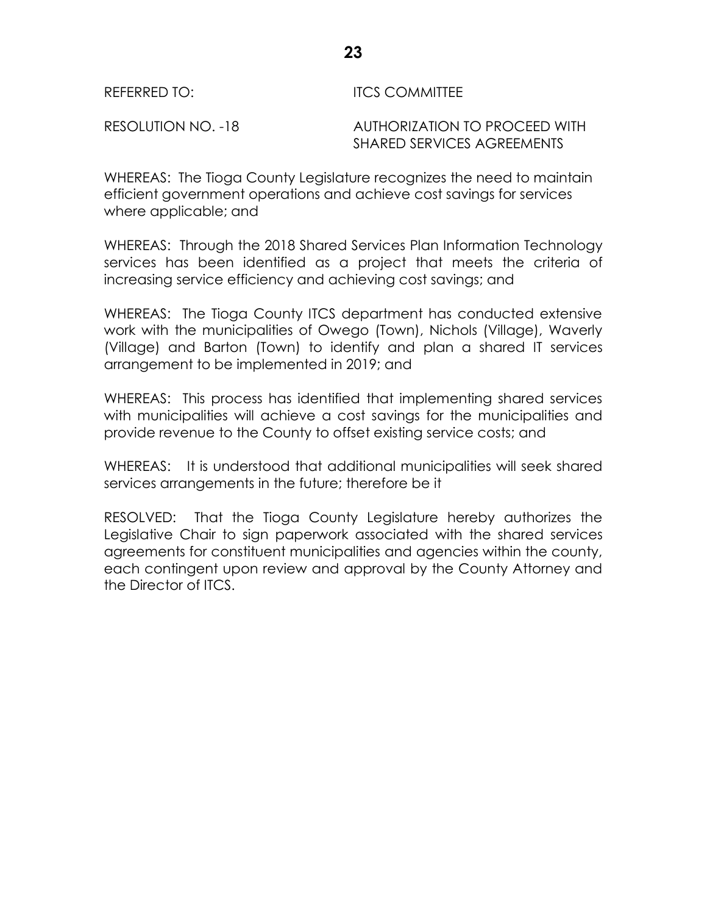REFERRED TO: ITCS COMMITTEE

RESOLUTION NO. -18 AUTHORIZATION TO PROCEED WITH SHARED SERVICES AGREEMENTS

WHEREAS: The Tioga County Legislature recognizes the need to maintain efficient government operations and achieve cost savings for services where applicable; and

WHEREAS: Through the 2018 Shared Services Plan Information Technology services has been identified as a project that meets the criteria of increasing service efficiency and achieving cost savings; and

WHEREAS: The Tioga County ITCS department has conducted extensive work with the municipalities of Owego (Town), Nichols (Village), Waverly (Village) and Barton (Town) to identify and plan a shared IT services arrangement to be implemented in 2019; and

WHEREAS: This process has identified that implementing shared services with municipalities will achieve a cost savings for the municipalities and provide revenue to the County to offset existing service costs; and

WHEREAS: It is understood that additional municipalities will seek shared services arrangements in the future; therefore be it

RESOLVED: That the Tioga County Legislature hereby authorizes the Legislative Chair to sign paperwork associated with the shared services agreements for constituent municipalities and agencies within the county, each contingent upon review and approval by the County Attorney and the Director of ITCS.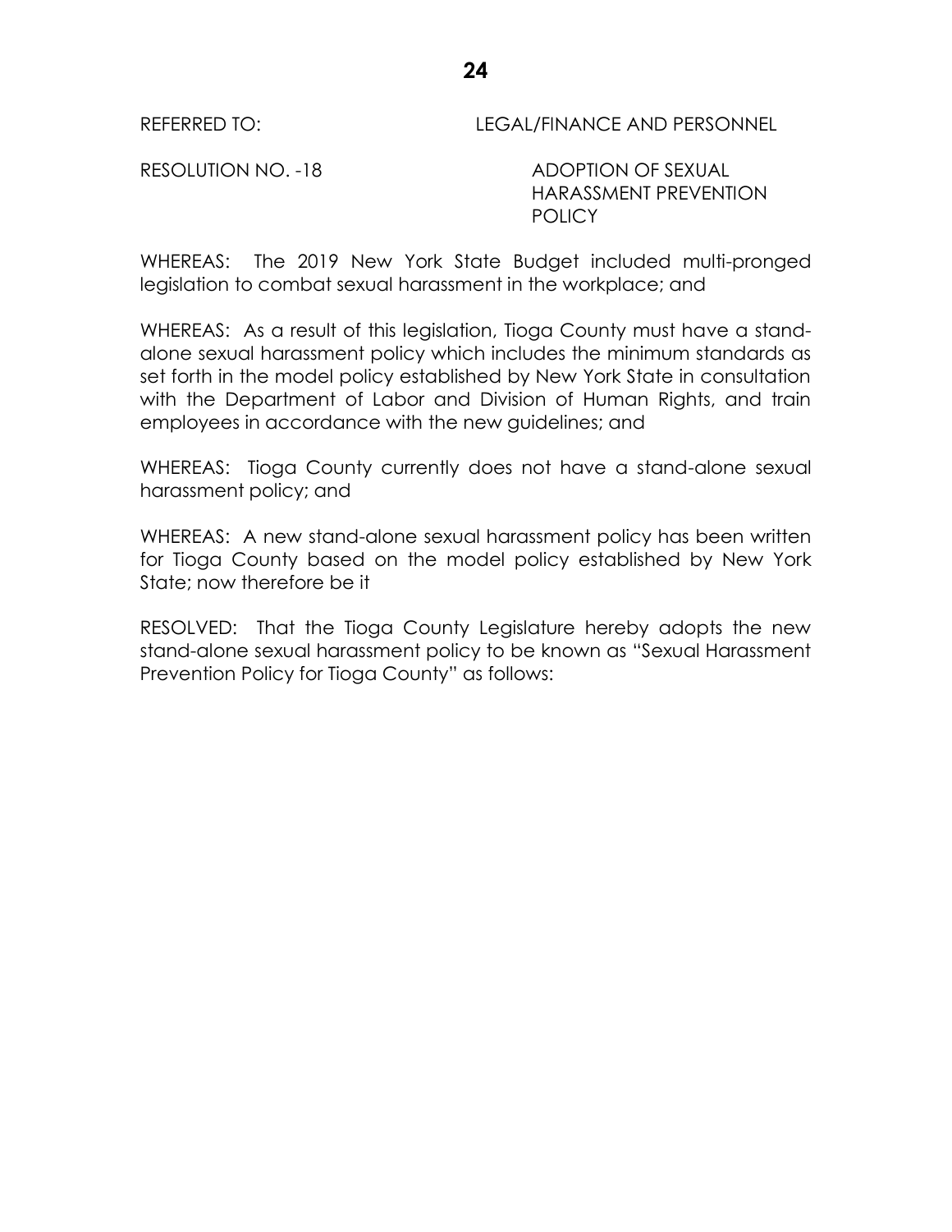REFERRED TO: LEGAL/FINANCE AND PERSONNEL

RESOLUTION NO. -18 ADOPTION OF SEXUAL HARASSMENT PREVENTION POLICY

WHEREAS: The 2019 New York State Budget included multi-pronged legislation to combat sexual harassment in the workplace; and

WHEREAS: As a result of this legislation, Tioga County must have a stand-alone sexual harassment policy which includes the minimum standards as set forth in the model policy established by New York State in consultation with the Department of Labor and Division of Human Rights, and train employees in accordance with the new guidelines; and

WHEREAS: Tioga County currently does not have a stand-alone sexual harassment policy; and

WHEREAS: A new stand-alone sexual harassment policy has been written for Tioga County based on the model policy established by New York State; now therefore be it

RESOLVED: That the Tioga County Legislature hereby adopts the new stand-alone sexual harassment policy to be known as "Sexual Harassment Prevention Policy for Tioga County" as follows: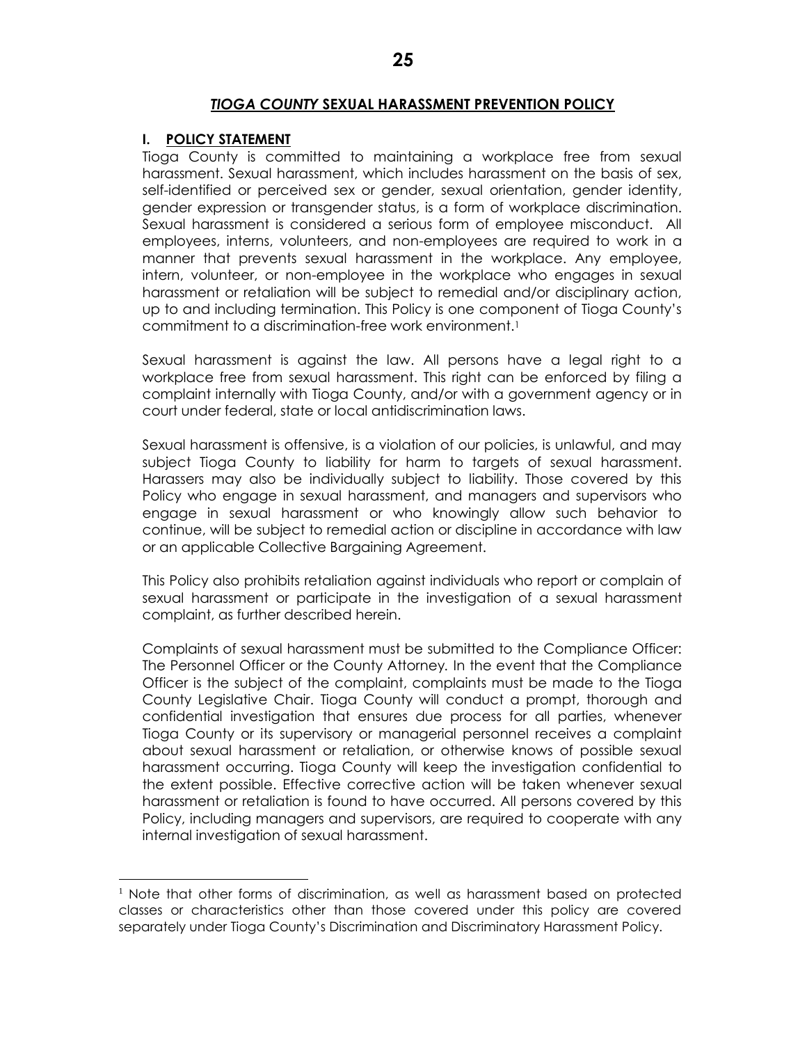## ***TIOGA COUNTY* SEXUAL HARASSMENT PREVENTION POLICY**

### I. POLICY STATEMENT

Tioga County is committed to maintaining a workplace free from sexual harassment. Sexual harassment, which includes harassment on the basis of sex, self-identified or perceived sex or gender, sexual orientation, gender identity, gender expression or transgender status, is a form of workplace discrimination. Sexual harassment is considered a serious form of employee misconduct. All employees, interns, volunteers, and non-employees are required to work in a manner that prevents sexual harassment in the workplace. Any employee, intern, volunteer, or non-employee in the workplace who engages in sexual harassment or retaliation will be subject to remedial and/or disciplinary action, up to and including termination. This Policy is one component of Tioga County's commitment to a discrimination-free work environment.[1]

Sexual harassment is against the law. All persons have a legal right to a workplace free from sexual harassment. This right can be enforced by filing a complaint internally with Tioga County, and/or with a government agency or in court under federal, state or local antidiscrimination laws.

Sexual harassment is offensive, is a violation of our policies, is unlawful, and may subject Tioga County to liability for harm to targets of sexual harassment. Harassers may also be individually subject to liability. Those covered by this Policy who engage in sexual harassment, and managers and supervisors who engage in sexual harassment or who knowingly allow such behavior to continue, will be subject to remedial action or discipline in accordance with law or an applicable Collective Bargaining Agreement.

This Policy also prohibits retaliation against individuals who report or complain of sexual harassment or participate in the investigation of a sexual harassment complaint, as further described herein.

Complaints of sexual harassment must be submitted to the Compliance Officer: The Personnel Officer or the County Attorney. In the event that the Compliance Officer is the subject of the complaint, complaints must be made to the Tioga County Legislative Chair. Tioga County will conduct a prompt, thorough and confidential investigation that ensures due process for all parties, whenever Tioga County or its supervisory or managerial personnel receives a complaint about sexual harassment or retaliation, or otherwise knows of possible sexual harassment occurring. Tioga County will keep the investigation confidential to the extent possible. Effective corrective action will be taken whenever sexual harassment or retaliation is found to have occurred. All persons covered by this Policy, including managers and supervisors, are required to cooperate with any internal investigation of sexual harassment.

---

[1] Note that other forms of discrimination, as well as harassment based on protected classes or characteristics other than those covered under this policy are covered separately under Tioga County's Discrimination and Discriminatory Harassment Policy.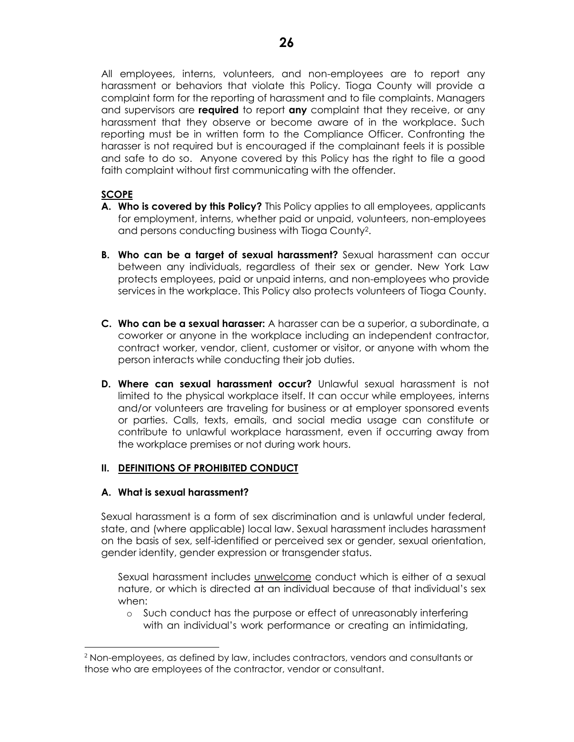All employees, interns, volunteers, and non-employees are to report any harassment or behaviors that violate this Policy. Tioga County will provide a complaint form for the reporting of harassment and to file complaints. Managers and supervisors are **required** to report **any** complaint that they receive, or any harassment that they observe or become aware of in the workplace. Such reporting must be in written form to the Compliance Officer. Confronting the harasser is not required but is encouraged if the complainant feels it is possible and safe to do so. Anyone covered by this Policy has the right to file a good faith complaint without first communicating with the offender.

## SCOPE

**A. Who is covered by this Policy?** This Policy applies to all employees, applicants for employment, interns, whether paid or unpaid, volunteers, non-employees and persons conducting business with Tioga County[2].

**B. Who can be a target of sexual harassment?** Sexual harassment can occur between any individuals, regardless of their sex or gender. New York Law protects employees, paid or unpaid interns, and non-employees who provide services in the workplace. This Policy also protects volunteers of Tioga County.

**C. Who can be a sexual harasser:** A harasser can be a superior, a subordinate, a coworker or anyone in the workplace including an independent contractor, contract worker, vendor, client, customer or visitor, or anyone with whom the person interacts while conducting their job duties.

**D. Where can sexual harassment occur?** Unlawful sexual harassment is not limited to the physical workplace itself. It can occur while employees, interns and/or volunteers are traveling for business or at employer sponsored events or parties. Calls, texts, emails, and social media usage can constitute or contribute to unlawful workplace harassment, even if occurring away from the workplace premises or not during work hours.

## II. DEFINITIONS OF PROHIBITED CONDUCT

### A. What is sexual harassment?

Sexual harassment is a form of sex discrimination and is unlawful under federal, state, and (where applicable) local law. Sexual harassment includes harassment on the basis of sex, self-identified or perceived sex or gender, sexual orientation, gender identity, gender expression or transgender status.

Sexual harassment includes unwelcome conduct which is either of a sexual nature, or which is directed at an individual because of that individual's sex when:

- Such conduct has the purpose or effect of unreasonably interfering with an individual's work performance or creating an intimidating,

---

[2] Non-employees, as defined by law, includes contractors, vendors and consultants or those who are employees of the contractor, vendor or consultant.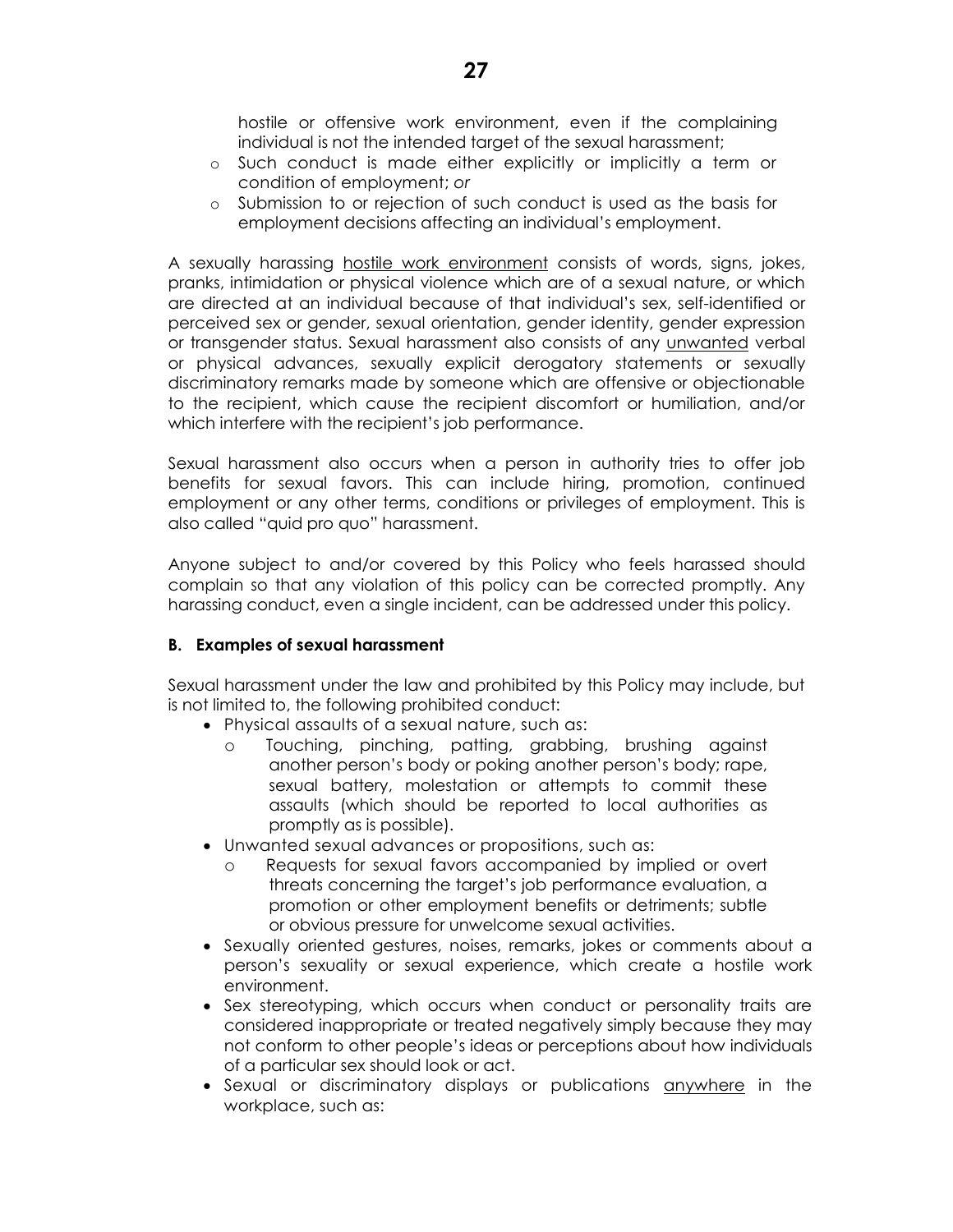hostile or offensive work environment, even if the complaining individual is not the intended target of the sexual harassment;

- Such conduct is made either explicitly or implicitly a term or condition of employment; *or*
- Submission to or rejection of such conduct is used as the basis for employment decisions affecting an individual's employment.

A sexually harassing <u>hostile work environment</u> consists of words, signs, jokes, pranks, intimidation or physical violence which are of a sexual nature, or which are directed at an individual because of that individual's sex, self-identified or perceived sex or gender, sexual orientation, gender identity, gender expression or transgender status. Sexual harassment also consists of any <u>unwanted</u> verbal or physical advances, sexually explicit derogatory statements or sexually discriminatory remarks made by someone which are offensive or objectionable to the recipient, which cause the recipient discomfort or humiliation, and/or which interfere with the recipient's job performance.

Sexual harassment also occurs when a person in authority tries to offer job benefits for sexual favors. This can include hiring, promotion, continued employment or any other terms, conditions or privileges of employment. This is also called "quid pro quo" harassment.

Anyone subject to and/or covered by this Policy who feels harassed should complain so that any violation of this policy can be corrected promptly. Any harassing conduct, even a single incident, can be addressed under this policy.

**B. Examples of sexual harassment**

Sexual harassment under the law and prohibited by this Policy may include, but is not limited to, the following prohibited conduct:

- Physical assaults of a sexual nature, such as:
  - Touching, pinching, patting, grabbing, brushing against another person's body or poking another person's body; rape, sexual battery, molestation or attempts to commit these assaults (which should be reported to local authorities as promptly as is possible).
- Unwanted sexual advances or propositions, such as:
  - Requests for sexual favors accompanied by implied or overt threats concerning the target's job performance evaluation, a promotion or other employment benefits or detriments; subtle or obvious pressure for unwelcome sexual activities.
- Sexually oriented gestures, noises, remarks, jokes or comments about a person's sexuality or sexual experience, which create a hostile work environment.
- Sex stereotyping, which occurs when conduct or personality traits are considered inappropriate or treated negatively simply because they may not conform to other people's ideas or perceptions about how individuals of a particular sex should look or act.
- Sexual or discriminatory displays or publications <u>anywhere</u> in the workplace, such as: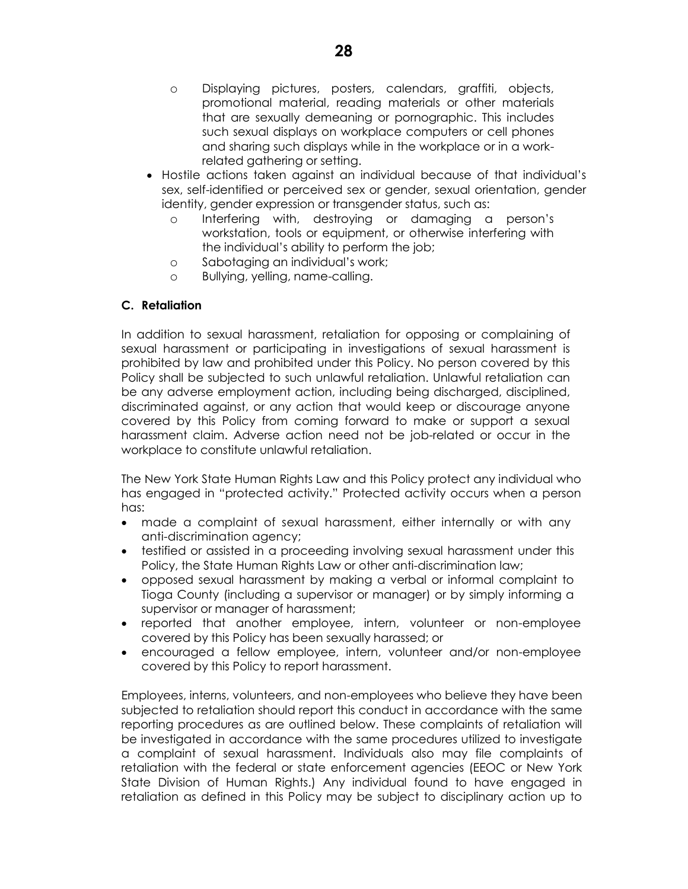- Displaying pictures, posters, calendars, graffiti, objects, promotional material, reading materials or other materials that are sexually demeaning or pornographic. This includes such sexual displays on workplace computers or cell phones and sharing such displays while in the workplace or in a work-related gathering or setting.
- Hostile actions taken against an individual because of that individual's sex, self-identified or perceived sex or gender, sexual orientation, gender identity, gender expression or transgender status, such as:
    - Interfering with, destroying or damaging a person's workstation, tools or equipment, or otherwise interfering with the individual's ability to perform the job;
    - Sabotaging an individual's work;
    - Bullying, yelling, name-calling.

### C. Retaliation

In addition to sexual harassment, retaliation for opposing or complaining of sexual harassment or participating in investigations of sexual harassment is prohibited by law and prohibited under this Policy. No person covered by this Policy shall be subjected to such unlawful retaliation. Unlawful retaliation can be any adverse employment action, including being discharged, disciplined, discriminated against, or any action that would keep or discourage anyone covered by this Policy from coming forward to make or support a sexual harassment claim. Adverse action need not be job-related or occur in the workplace to constitute unlawful retaliation.

The New York State Human Rights Law and this Policy protect any individual who has engaged in "protected activity." Protected activity occurs when a person has:

- made a complaint of sexual harassment, either internally or with any anti-discrimination agency;
- testified or assisted in a proceeding involving sexual harassment under this Policy, the State Human Rights Law or other anti-discrimination law;
- opposed sexual harassment by making a verbal or informal complaint to Tioga County (including a supervisor or manager) or by simply informing a supervisor or manager of harassment;
- reported that another employee, intern, volunteer or non-employee covered by this Policy has been sexually harassed; or
- encouraged a fellow employee, intern, volunteer and/or non-employee covered by this Policy to report harassment.

Employees, interns, volunteers, and non-employees who believe they have been subjected to retaliation should report this conduct in accordance with the same reporting procedures as are outlined below. These complaints of retaliation will be investigated in accordance with the same procedures utilized to investigate a complaint of sexual harassment. Individuals also may file complaints of retaliation with the federal or state enforcement agencies (EEOC or New York State Division of Human Rights.) Any individual found to have engaged in retaliation as defined in this Policy may be subject to disciplinary action up to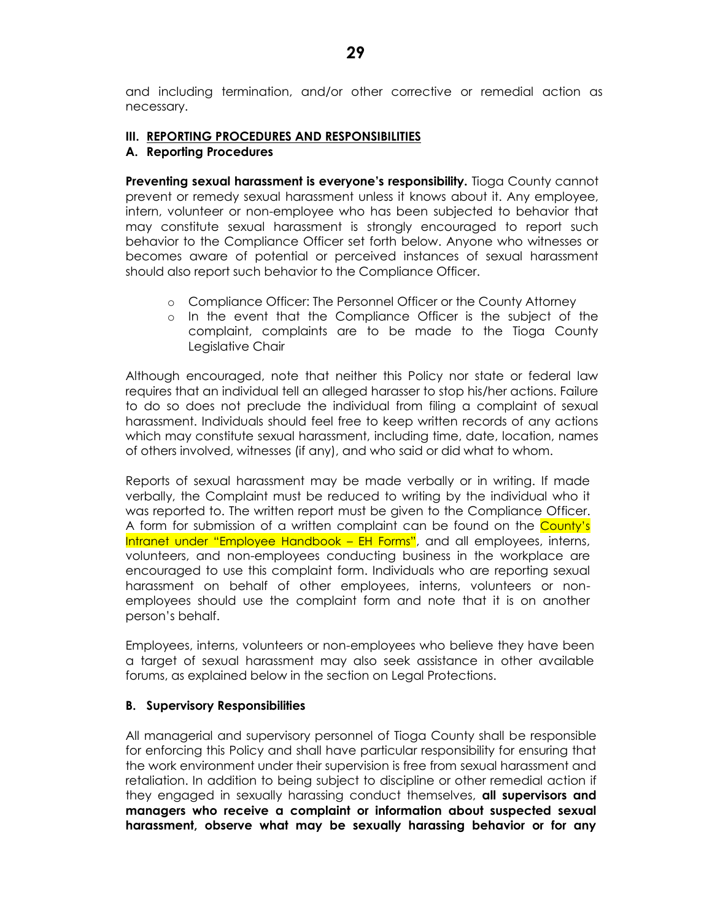and including termination, and/or other corrective or remedial action as necessary.

## III. REPORTING PROCEDURES AND RESPONSIBILITIES

### A. Reporting Procedures

**Preventing sexual harassment is everyone's responsibility.** Tioga County cannot prevent or remedy sexual harassment unless it knows about it. Any employee, intern, volunteer or non-employee who has been subjected to behavior that may constitute sexual harassment is strongly encouraged to report such behavior to the Compliance Officer set forth below. Anyone who witnesses or becomes aware of potential or perceived instances of sexual harassment should also report such behavior to the Compliance Officer.

- Compliance Officer: The Personnel Officer or the County Attorney
- In the event that the Compliance Officer is the subject of the complaint, complaints are to be made to the Tioga County Legislative Chair

Although encouraged, note that neither this Policy nor state or federal law requires that an individual tell an alleged harasser to stop his/her actions. Failure to do so does not preclude the individual from filing a complaint of sexual harassment. Individuals should feel free to keep written records of any actions which may constitute sexual harassment, including time, date, location, names of others involved, witnesses (if any), and who said or did what to whom.

Reports of sexual harassment may be made verbally or in writing. If made verbally, the Complaint must be reduced to writing by the individual who it was reported to. The written report must be given to the Compliance Officer. A form for submission of a written complaint can be found on the County's Intranet under "Employee Handbook – EH Forms", and all employees, interns, volunteers, and non-employees conducting business in the workplace are encouraged to use this complaint form. Individuals who are reporting sexual harassment on behalf of other employees, interns, volunteers or non-employees should use the complaint form and note that it is on another person's behalf.

Employees, interns, volunteers or non-employees who believe they have been a target of sexual harassment may also seek assistance in other available forums, as explained below in the section on Legal Protections.

### B. Supervisory Responsibilities

All managerial and supervisory personnel of Tioga County shall be responsible for enforcing this Policy and shall have particular responsibility for ensuring that the work environment under their supervision is free from sexual harassment and retaliation. In addition to being subject to discipline or other remedial action if they engaged in sexually harassing conduct themselves, **all supervisors and managers who receive a complaint or information about suspected sexual harassment, observe what may be sexually harassing behavior or for any**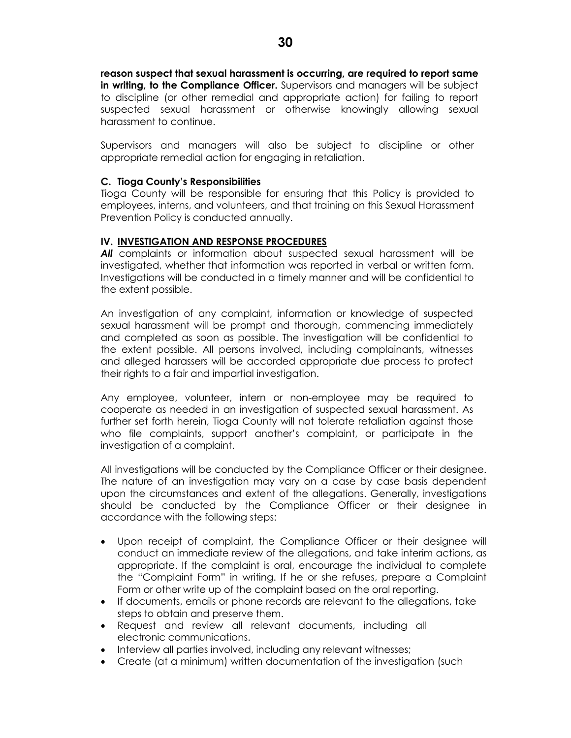**reason suspect that sexual harassment is occurring, are required to report same in writing, to the Compliance Officer.** Supervisors and managers will be subject to discipline (or other remedial and appropriate action) for failing to report suspected sexual harassment or otherwise knowingly allowing sexual harassment to continue.

Supervisors and managers will also be subject to discipline or other appropriate remedial action for engaging in retaliation.

### C. Tioga County's Responsibilities

Tioga County will be responsible for ensuring that this Policy is provided to employees, interns, and volunteers, and that training on this Sexual Harassment Prevention Policy is conducted annually.

## IV. INVESTIGATION AND RESPONSE PROCEDURES

***All*** complaints or information about suspected sexual harassment will be investigated, whether that information was reported in verbal or written form. Investigations will be conducted in a timely manner and will be confidential to the extent possible.

An investigation of any complaint, information or knowledge of suspected sexual harassment will be prompt and thorough, commencing immediately and completed as soon as possible. The investigation will be confidential to the extent possible. All persons involved, including complainants, witnesses and alleged harassers will be accorded appropriate due process to protect their rights to a fair and impartial investigation.

Any employee, volunteer, intern or non-employee may be required to cooperate as needed in an investigation of suspected sexual harassment. As further set forth herein, Tioga County will not tolerate retaliation against those who file complaints, support another's complaint, or participate in the investigation of a complaint.

All investigations will be conducted by the Compliance Officer or their designee. The nature of an investigation may vary on a case by case basis dependent upon the circumstances and extent of the allegations. Generally, investigations should be conducted by the Compliance Officer or their designee in accordance with the following steps:

- Upon receipt of complaint, the Compliance Officer or their designee will conduct an immediate review of the allegations, and take interim actions, as appropriate. If the complaint is oral, encourage the individual to complete the "Complaint Form" in writing. If he or she refuses, prepare a Complaint Form or other write up of the complaint based on the oral reporting.
- If documents, emails or phone records are relevant to the allegations, take steps to obtain and preserve them.
- Request and review all relevant documents, including all electronic communications.
- Interview all parties involved, including any relevant witnesses;
- Create (at a minimum) written documentation of the investigation (such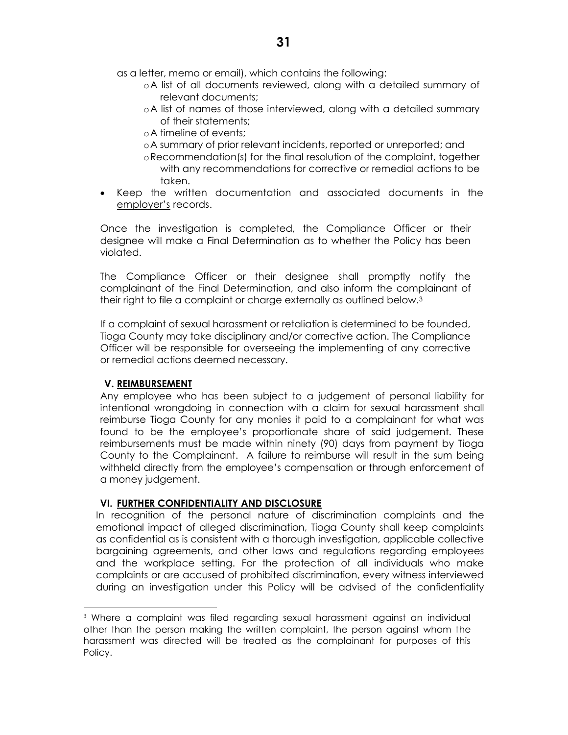as a letter, memo or email), which contains the following:

  - A list of all documents reviewed, along with a detailed summary of relevant documents;
  - A list of names of those interviewed, along with a detailed summary of their statements;
  - A timeline of events;
  - A summary of prior relevant incidents, reported or unreported; and
  - Recommendation(s) for the final resolution of the complaint, together with any recommendations for corrective or remedial actions to be taken.
- Keep the written documentation and associated documents in the employer's records.

Once the investigation is completed, the Compliance Officer or their designee will make a Final Determination as to whether the Policy has been violated.

The Compliance Officer or their designee shall promptly notify the complainant of the Final Determination, and also inform the complainant of their right to file a complaint or charge externally as outlined below.[3]

If a complaint of sexual harassment or retaliation is determined to be founded, Tioga County may take disciplinary and/or corrective action. The Compliance Officer will be responsible for overseeing the implementing of any corrective or remedial actions deemed necessary.

## V. REIMBURSEMENT

Any employee who has been subject to a judgement of personal liability for intentional wrongdoing in connection with a claim for sexual harassment shall reimburse Tioga County for any monies it paid to a complainant for what was found to be the employee's proportionate share of said judgement. These reimbursements must be made within ninety (90) days from payment by Tioga County to the Complainant. A failure to reimburse will result in the sum being withheld directly from the employee's compensation or through enforcement of a money judgement.

## VI. FURTHER CONFIDENTIALITY AND DISCLOSURE

In recognition of the personal nature of discrimination complaints and the emotional impact of alleged discrimination, Tioga County shall keep complaints as confidential as is consistent with a thorough investigation, applicable collective bargaining agreements, and other laws and regulations regarding employees and the workplace setting. For the protection of all individuals who make complaints or are accused of prohibited discrimination, every witness interviewed during an investigation under this Policy will be advised of the confidentiality

[3] Where a complaint was filed regarding sexual harassment against an individual other than the person making the written complaint, the person against whom the harassment was directed will be treated as the complainant for purposes of this Policy.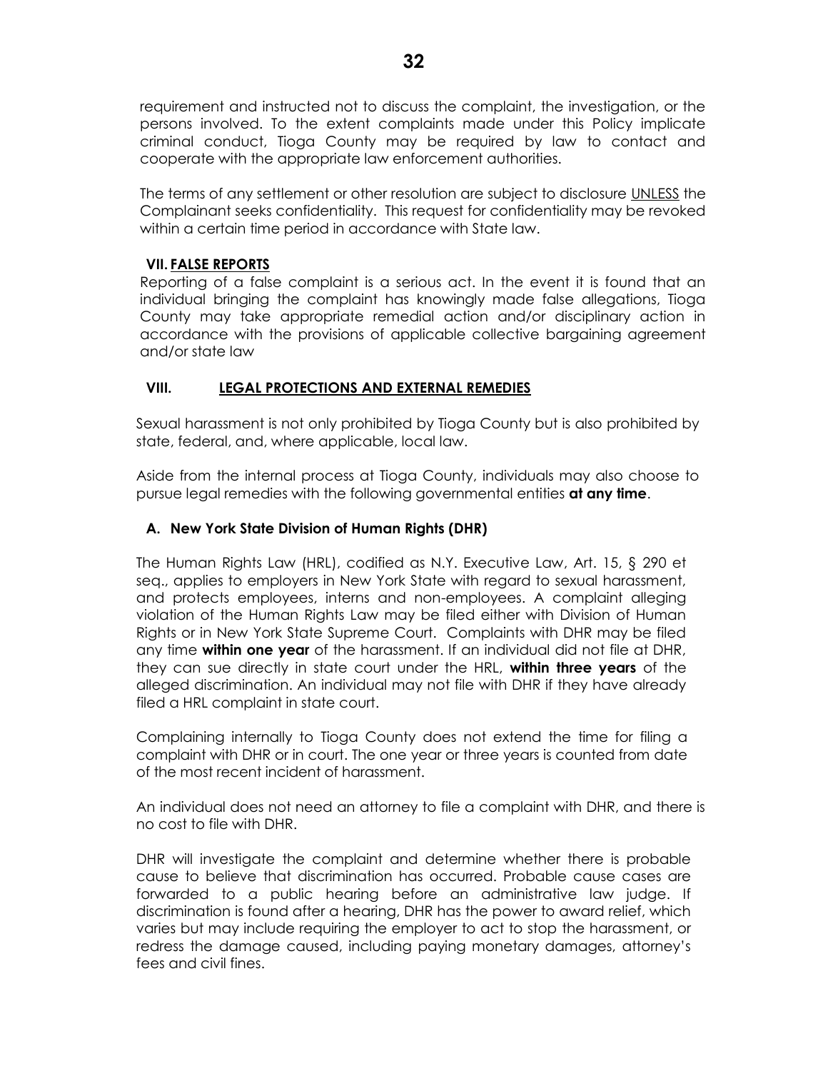requirement and instructed not to discuss the complaint, the investigation, or the persons involved. To the extent complaints made under this Policy implicate criminal conduct, Tioga County may be required by law to contact and cooperate with the appropriate law enforcement authorities.

The terms of any settlement or other resolution are subject to disclosure UNLESS the Complainant seeks confidentiality. This request for confidentiality may be revoked within a certain time period in accordance with State law.

## VII. FALSE REPORTS

Reporting of a false complaint is a serious act. In the event it is found that an individual bringing the complaint has knowingly made false allegations, Tioga County may take appropriate remedial action and/or disciplinary action in accordance with the provisions of applicable collective bargaining agreement and/or state law

## VIII. LEGAL PROTECTIONS AND EXTERNAL REMEDIES

Sexual harassment is not only prohibited by Tioga County but is also prohibited by state, federal, and, where applicable, local law.

Aside from the internal process at Tioga County, individuals may also choose to pursue legal remedies with the following governmental entities **at any time**.

### A. New York State Division of Human Rights (DHR)

The Human Rights Law (HRL), codified as N.Y. Executive Law, Art. 15, § 290 et seq., applies to employers in New York State with regard to sexual harassment, and protects employees, interns and non-employees. A complaint alleging violation of the Human Rights Law may be filed either with Division of Human Rights or in New York State Supreme Court. Complaints with DHR may be filed any time **within one year** of the harassment. If an individual did not file at DHR, they can sue directly in state court under the HRL, **within three years** of the alleged discrimination. An individual may not file with DHR if they have already filed a HRL complaint in state court.

Complaining internally to Tioga County does not extend the time for filing a complaint with DHR or in court. The one year or three years is counted from date of the most recent incident of harassment.

An individual does not need an attorney to file a complaint with DHR, and there is no cost to file with DHR.

DHR will investigate the complaint and determine whether there is probable cause to believe that discrimination has occurred. Probable cause cases are forwarded to a public hearing before an administrative law judge. If discrimination is found after a hearing, DHR has the power to award relief, which varies but may include requiring the employer to act to stop the harassment, or redress the damage caused, including paying monetary damages, attorney's fees and civil fines.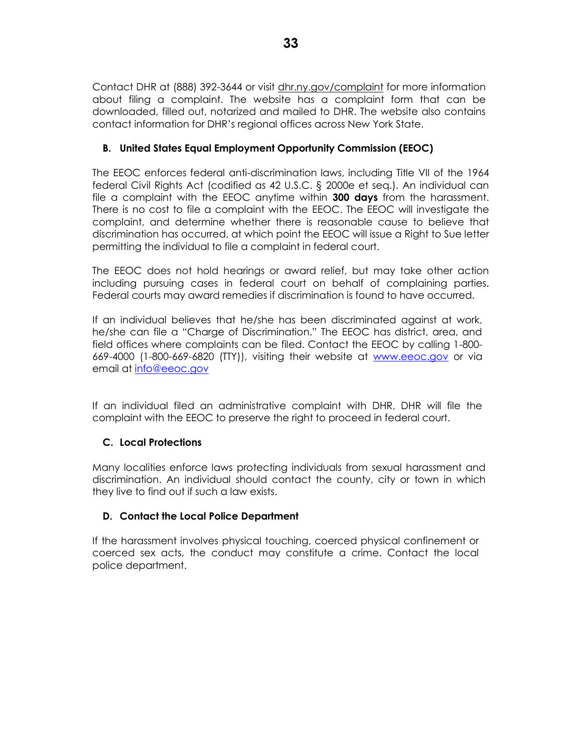Contact DHR at (888) 392-3644 or visit dhr.ny.gov/complaint for more information about filing a complaint. The website has a complaint form that can be downloaded, filled out, notarized and mailed to DHR. The website also contains contact information for DHR's regional offices across New York State.

### B. United States Equal Employment Opportunity Commission (EEOC)

The EEOC enforces federal anti-discrimination laws, including Title VII of the 1964 federal Civil Rights Act (codified as 42 U.S.C. § 2000e et seq.). An individual can file a complaint with the EEOC anytime within **300 days** from the harassment. There is no cost to file a complaint with the EEOC. The EEOC will investigate the complaint, and determine whether there is reasonable cause to believe that discrimination has occurred, at which point the EEOC will issue a Right to Sue letter permitting the individual to file a complaint in federal court.

The EEOC does not hold hearings or award relief, but may take other action including pursuing cases in federal court on behalf of complaining parties. Federal courts may award remedies if discrimination is found to have occurred.

If an individual believes that he/she has been discriminated against at work, he/she can file a "Charge of Discrimination." The EEOC has district, area, and field offices where complaints can be filed. Contact the EEOC by calling 1-800-669-4000 (1-800-669-6820 (TTY)), visiting their website at www.eeoc.gov or via email at info@eeoc.gov

If an individual filed an administrative complaint with DHR, DHR will file the complaint with the EEOC to preserve the right to proceed in federal court.

### C. Local Protections

Many localities enforce laws protecting individuals from sexual harassment and discrimination. An individual should contact the county, city or town in which they live to find out if such a law exists.

### D. Contact the Local Police Department

If the harassment involves physical touching, coerced physical confinement or coerced sex acts, the conduct may constitute a crime. Contact the local police department.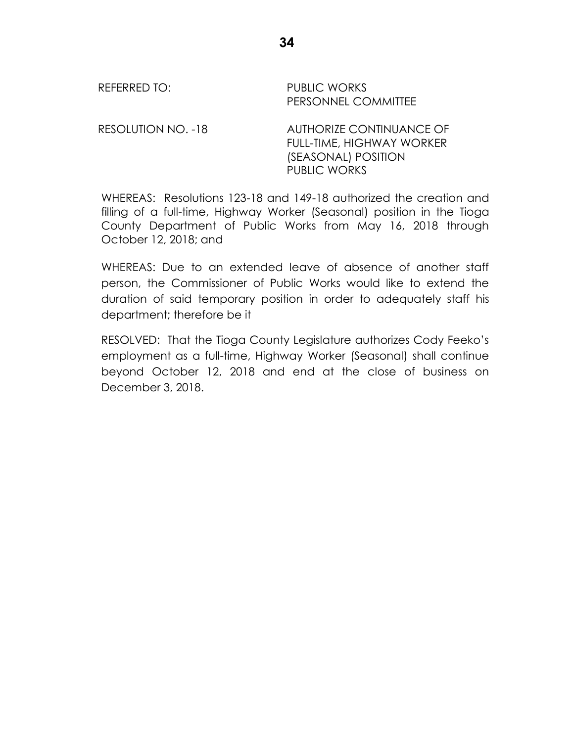REFERRED TO: PUBLIC WORKS
PERSONNEL COMMITTEE

RESOLUTION NO. -18 AUTHORIZE CONTINUANCE OF FULL-TIME, HIGHWAY WORKER (SEASONAL) POSITION PUBLIC WORKS

WHEREAS: Resolutions 123-18 and 149-18 authorized the creation and filling of a full-time, Highway Worker (Seasonal) position in the Tioga County Department of Public Works from May 16, 2018 through October 12, 2018; and

WHEREAS: Due to an extended leave of absence of another staff person, the Commissioner of Public Works would like to extend the duration of said temporary position in order to adequately staff his department; therefore be it

RESOLVED: That the Tioga County Legislature authorizes Cody Feeko's employment as a full-time, Highway Worker (Seasonal) shall continue beyond October 12, 2018 and end at the close of business on December 3, 2018.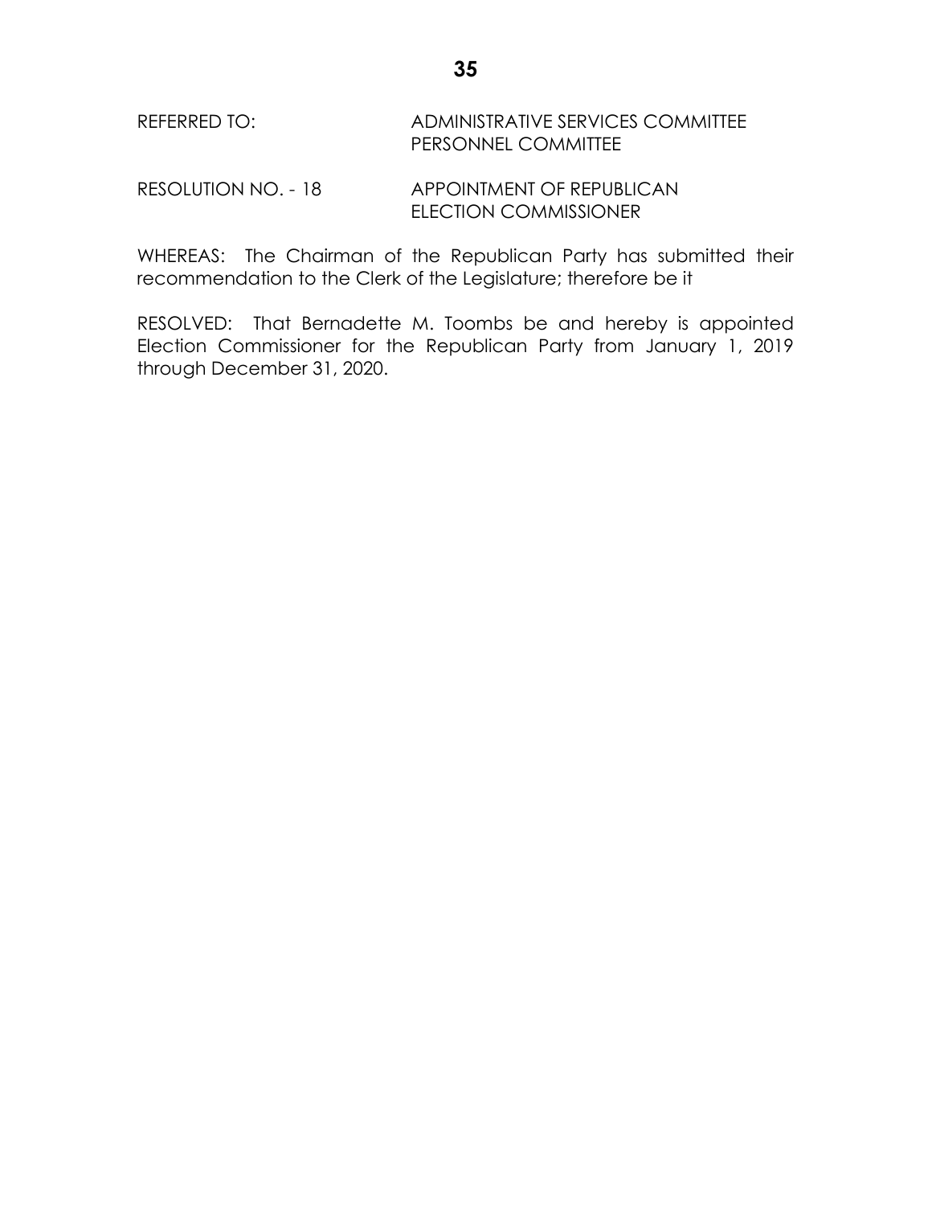REFERRED TO: ADMINISTRATIVE SERVICES COMMITTEE
PERSONNEL COMMITTEE

RESOLUTION NO. - 18 APPOINTMENT OF REPUBLICAN ELECTION COMMISSIONER

WHEREAS: The Chairman of the Republican Party has submitted their recommendation to the Clerk of the Legislature; therefore be it

RESOLVED: That Bernadette M. Toombs be and hereby is appointed Election Commissioner for the Republican Party from January 1, 2019 through December 31, 2020.